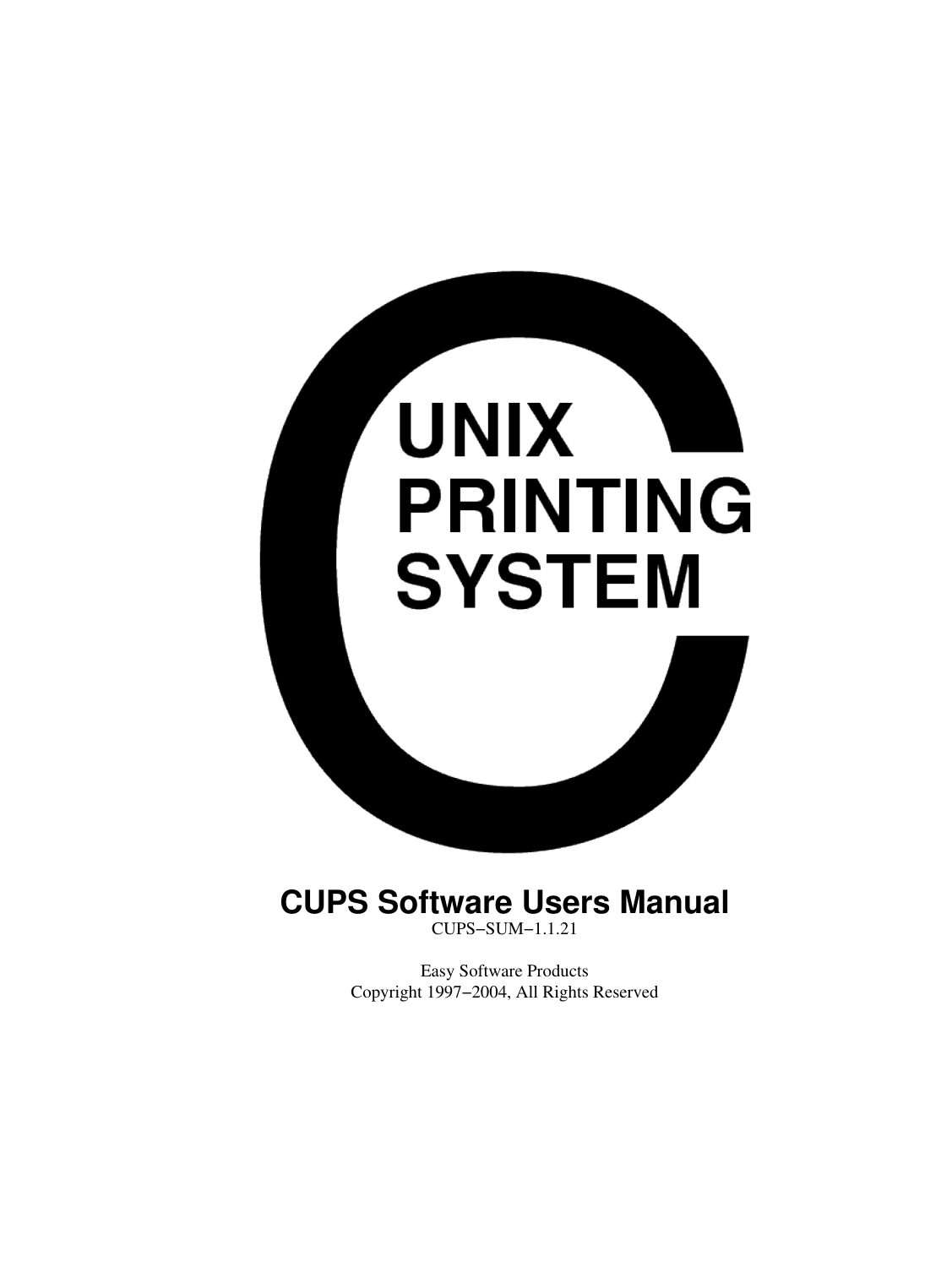UNIX
PRINTING
SYSTEM

# CUPS Software Users Manual

CUPS−SUM−1.1.21

Easy Software Products
Copyright 1997−2004, All Rights Reserved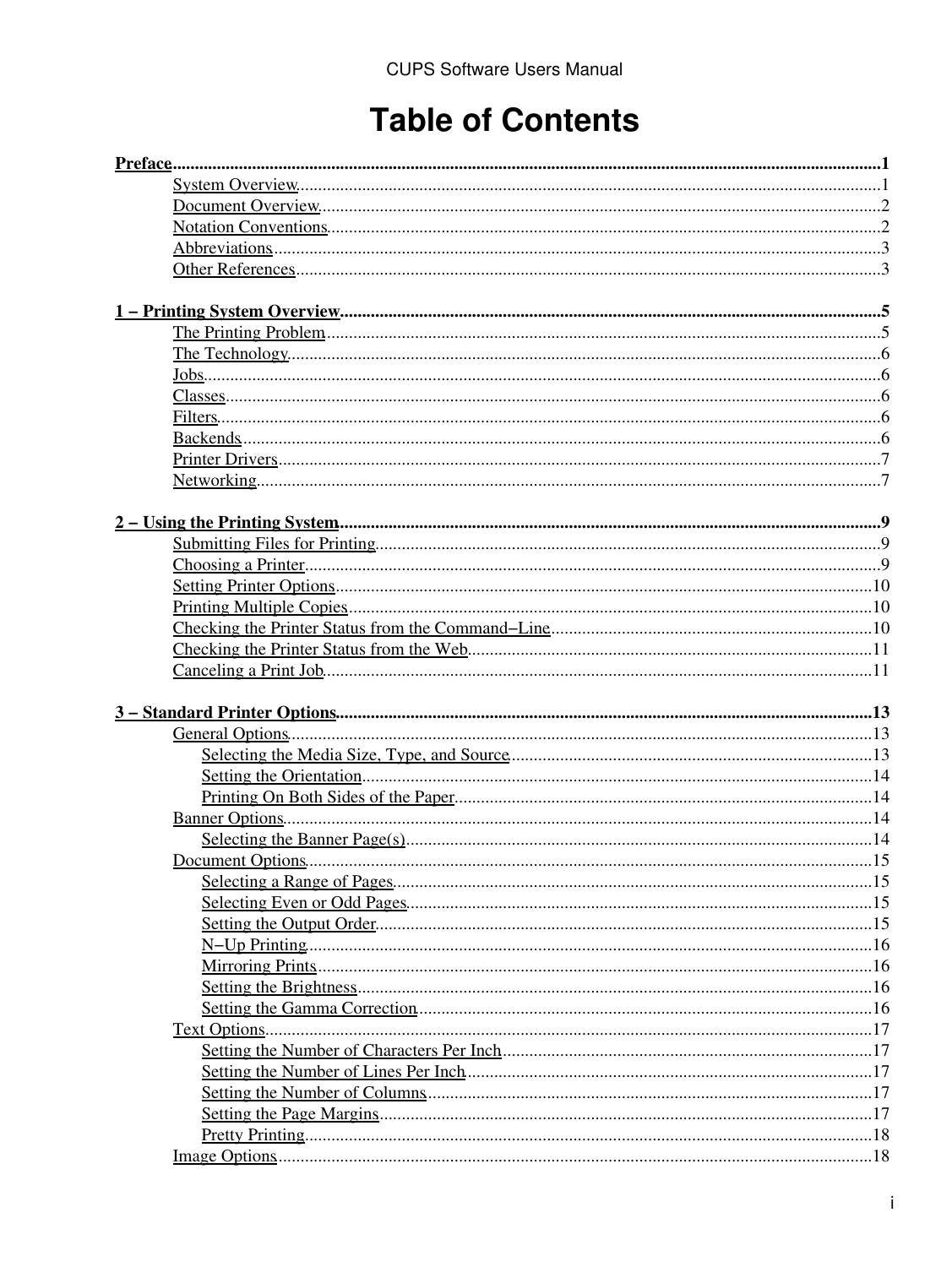# Table of Contents

**Preface**.....1
- System Overview.....1
- Document Overview.....2
- Notation Conventions.....2
- Abbreviations.....3
- Other References.....3

**1 − Printing System Overview**.....5
- The Printing Problem.....5
- The Technology.....6
- Jobs.....6
- Classes.....6
- Filters.....6
- Backends.....6
- Printer Drivers.....7
- Networking.....7

**2 − Using the Printing System**.....9
- Submitting Files for Printing.....9
- Choosing a Printer.....9
- Setting Printer Options.....10
- Printing Multiple Copies.....10
- Checking the Printer Status from the Command−Line.....10
- Checking the Printer Status from the Web.....11
- Canceling a Print Job.....11

**3 − Standard Printer Options**.....13
- General Options.....13
  - Selecting the Media Size, Type, and Source.....13
  - Setting the Orientation.....14
  - Printing On Both Sides of the Paper.....14
- Banner Options.....14
  - Selecting the Banner Page(s).....14
- Document Options.....15
  - Selecting a Range of Pages.....15
  - Selecting Even or Odd Pages.....15
  - Setting the Output Order.....15
  - N−Up Printing.....16
  - Mirroring Prints.....16
  - Setting the Brightness.....16
  - Setting the Gamma Correction.....16
- Text Options.....17
  - Setting the Number of Characters Per Inch.....17
  - Setting the Number of Lines Per Inch.....17
  - Setting the Number of Columns.....17
  - Setting the Page Margins.....17
  - Pretty Printing.....18
- Image Options.....18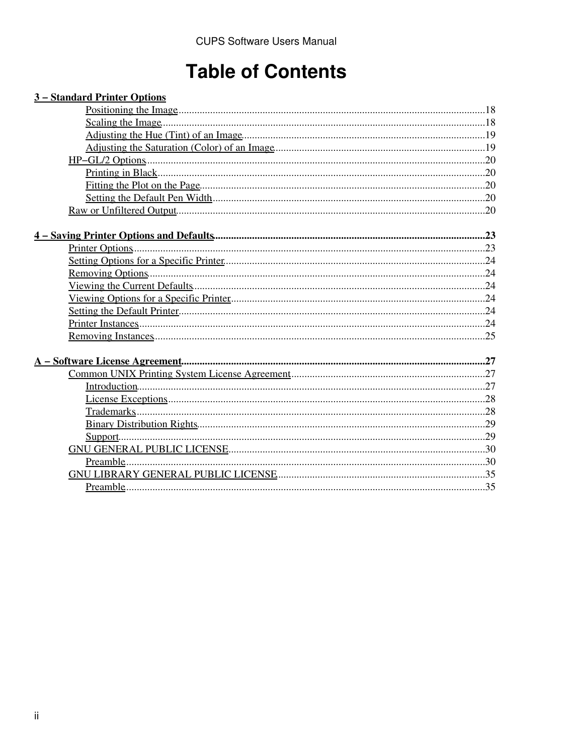# Table of Contents

**3 − Standard Printer Options**

- Positioning the Image....18
- Scaling the Image....18
- Adjusting the Hue (Tint) of an Image....19
- Adjusting the Saturation (Color) of an Image....19

HP−GL/2 Options....20

- Printing in Black....20
- Fitting the Plot on the Page....20
- Setting the Default Pen Width....20

Raw or Unfiltered Output....20

**4 − Saving Printer Options and Defaults....23**

Printer Options....23
Setting Options for a Specific Printer....24
Removing Options....24
Viewing the Current Defaults....24
Viewing Options for a Specific Printer....24
Setting the Default Printer....24
Printer Instances....24
Removing Instances....25

**A − Software License Agreement....27**

Common UNIX Printing System License Agreement....27

- Introduction....27
- License Exceptions....28
- Trademarks....28
- Binary Distribution Rights....29
- Support....29

GNU GENERAL PUBLIC LICENSE....30

- Preamble....30

GNU LIBRARY GENERAL PUBLIC LICENSE....35

- Preamble....35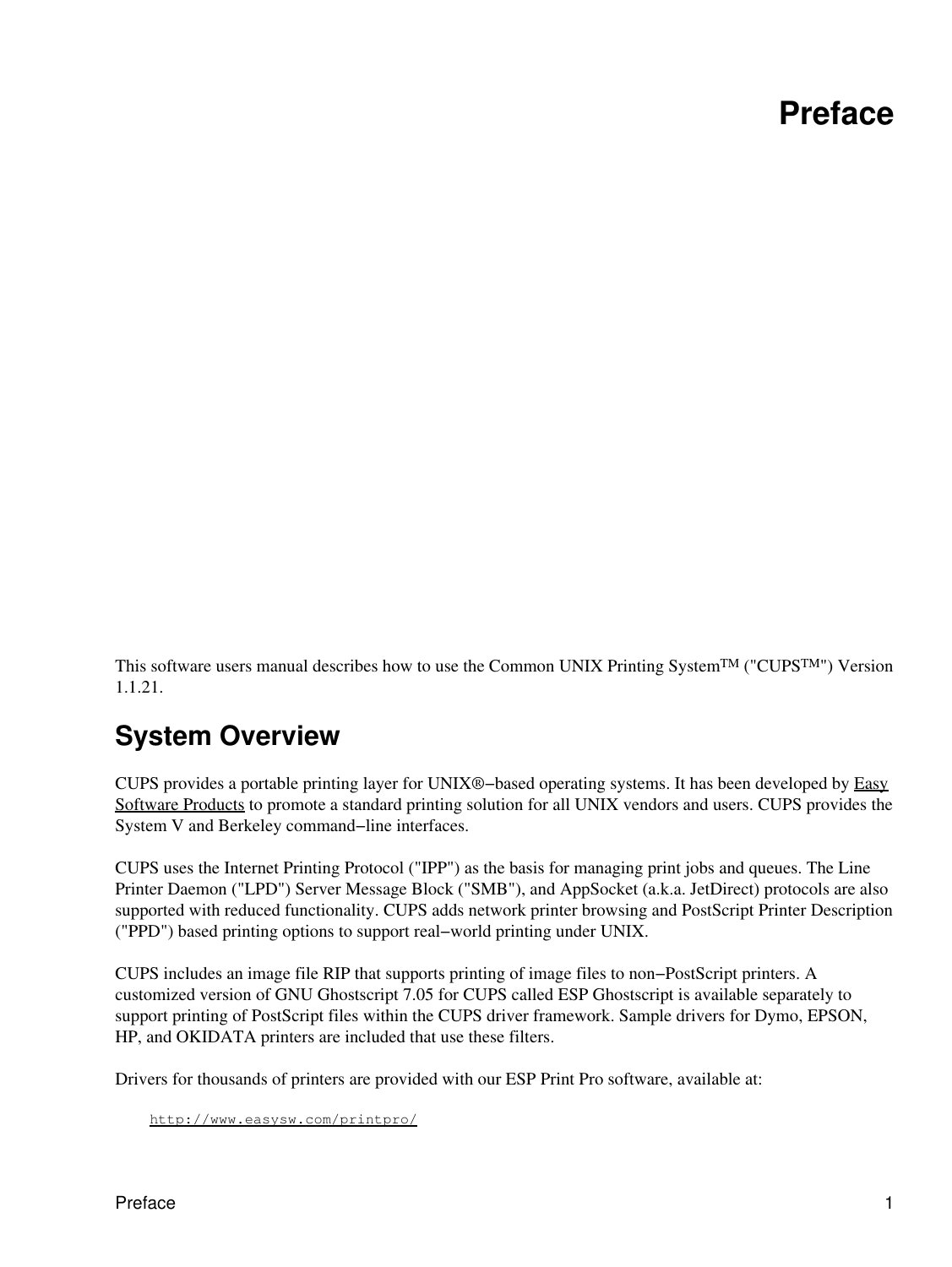# Preface

This software users manual describes how to use the Common UNIX Printing System™ ("CUPS™") Version 1.1.21.

## System Overview

CUPS provides a portable printing layer for UNIX®−based operating systems. It has been developed by Easy Software Products to promote a standard printing solution for all UNIX vendors and users. CUPS provides the System V and Berkeley command−line interfaces.

CUPS uses the Internet Printing Protocol ("IPP") as the basis for managing print jobs and queues. The Line Printer Daemon ("LPD") Server Message Block ("SMB"), and AppSocket (a.k.a. JetDirect) protocols are also supported with reduced functionality. CUPS adds network printer browsing and PostScript Printer Description ("PPD") based printing options to support real−world printing under UNIX.

CUPS includes an image file RIP that supports printing of image files to non−PostScript printers. A customized version of GNU Ghostscript 7.05 for CUPS called ESP Ghostscript is available separately to support printing of PostScript files within the CUPS driver framework. Sample drivers for Dymo, EPSON, HP, and OKIDATA printers are included that use these filters.

Drivers for thousands of printers are provided with our ESP Print Pro software, available at:

```
http://www.easysw.com/printpro/
```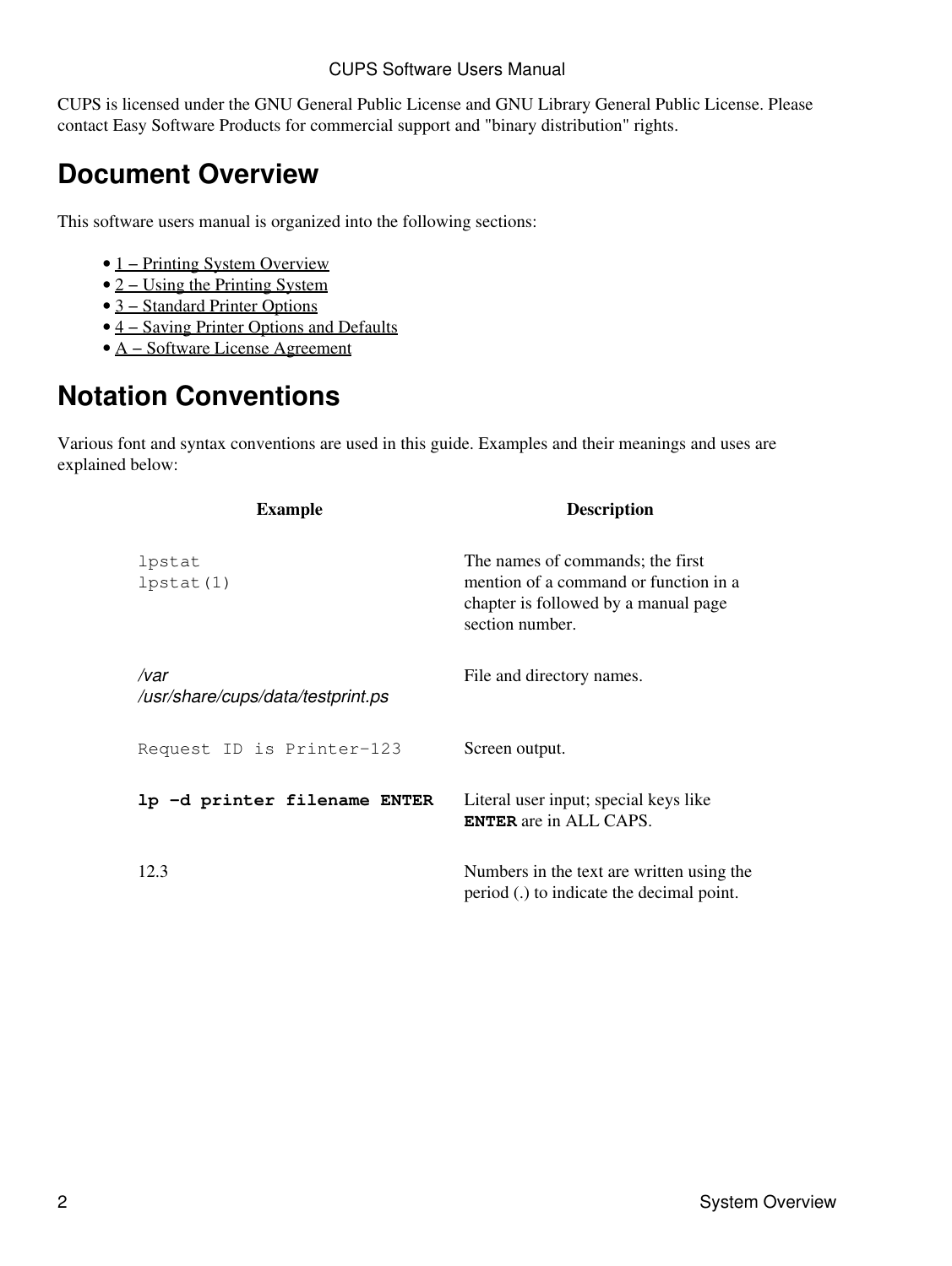CUPS is licensed under the GNU General Public License and GNU Library General Public License. Please contact Easy Software Products for commercial support and "binary distribution" rights.

# Document Overview

This software users manual is organized into the following sections:

- 1 − Printing System Overview
- 2 − Using the Printing System
- 3 − Standard Printer Options
- 4 − Saving Printer Options and Defaults
- A − Software License Agreement

# Notation Conventions

Various font and syntax conventions are used in this guide. Examples and their meanings and uses are explained below:

| Example | Description |
| --- | --- |
| `lpstat`<br>`lpstat(1)` | The names of commands; the first mention of a command or function in a chapter is followed by a manual page section number. |
| */var*<br>*/usr/share/cups/data/testprint.ps* | File and directory names. |
| `Request ID is Printer-123` | Screen output. |
| **`lp -d printer filename ENTER`** | Literal user input; special keys like **`ENTER`** are in ALL CAPS. |
| 12.3 | Numbers in the text are written using the period (.) to indicate the decimal point. |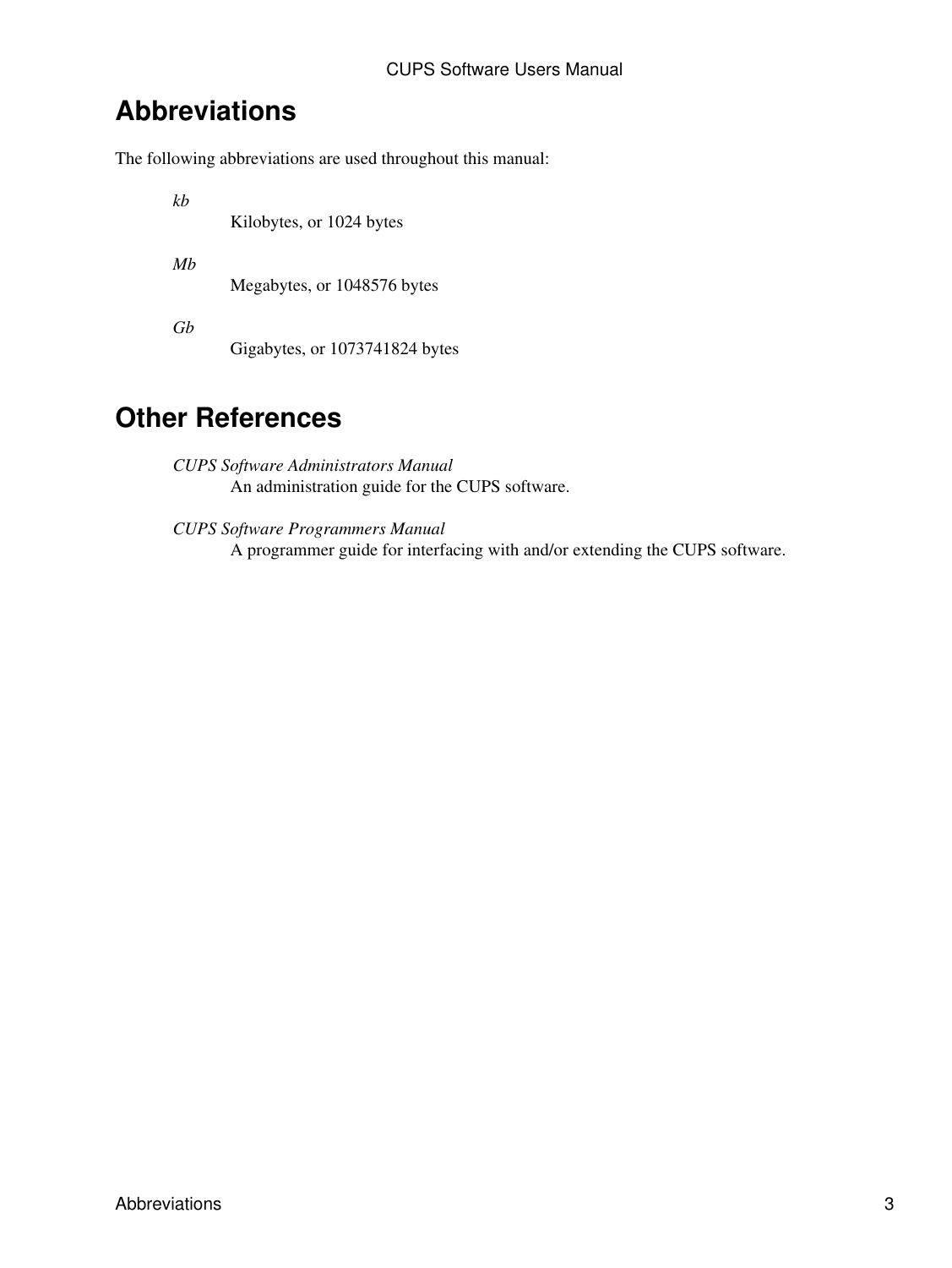## Abbreviations

The following abbreviations are used throughout this manual:

*kb*
: Kilobytes, or 1024 bytes

*Mb*
: Megabytes, or 1048576 bytes

*Gb*
: Gigabytes, or 1073741824 bytes

## Other References

*CUPS Software Administrators Manual*
: An administration guide for the CUPS software.

*CUPS Software Programmers Manual*
: A programmer guide for interfacing with and/or extending the CUPS software.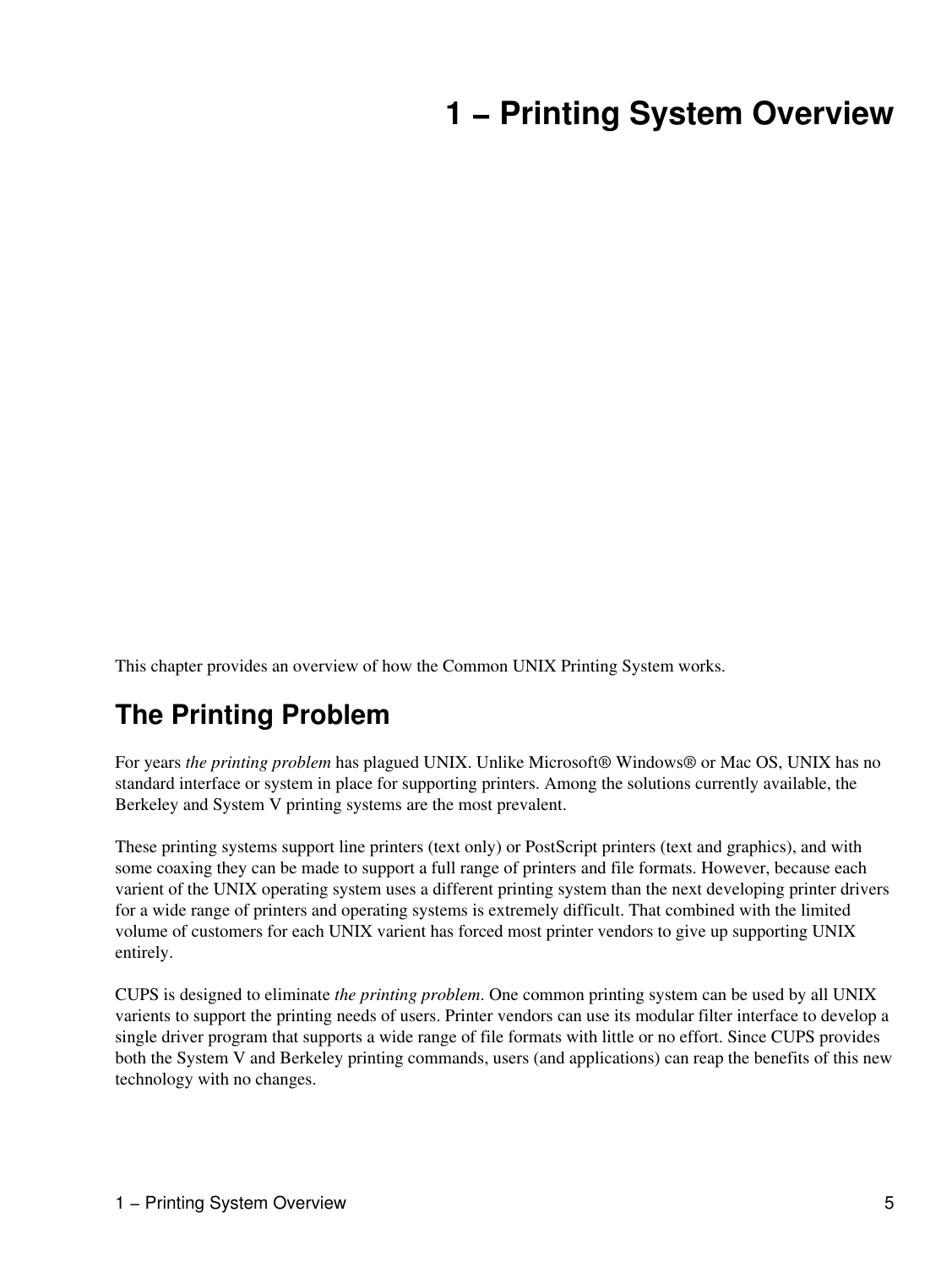# 1 – Printing System Overview

This chapter provides an overview of how the Common UNIX Printing System works.

## The Printing Problem

For years *the printing problem* has plagued UNIX. Unlike Microsoft® Windows® or Mac OS, UNIX has no standard interface or system in place for supporting printers. Among the solutions currently available, the Berkeley and System V printing systems are the most prevalent.

These printing systems support line printers (text only) or PostScript printers (text and graphics), and with some coaxing they can be made to support a full range of printers and file formats. However, because each varient of the UNIX operating system uses a different printing system than the next developing printer drivers for a wide range of printers and operating systems is extremely difficult. That combined with the limited volume of customers for each UNIX varient has forced most printer vendors to give up supporting UNIX entirely.

CUPS is designed to eliminate *the printing problem*. One common printing system can be used by all UNIX varients to support the printing needs of users. Printer vendors can use its modular filter interface to develop a single driver program that supports a wide range of file formats with little or no effort. Since CUPS provides both the System V and Berkeley printing commands, users (and applications) can reap the benefits of this new technology with no changes.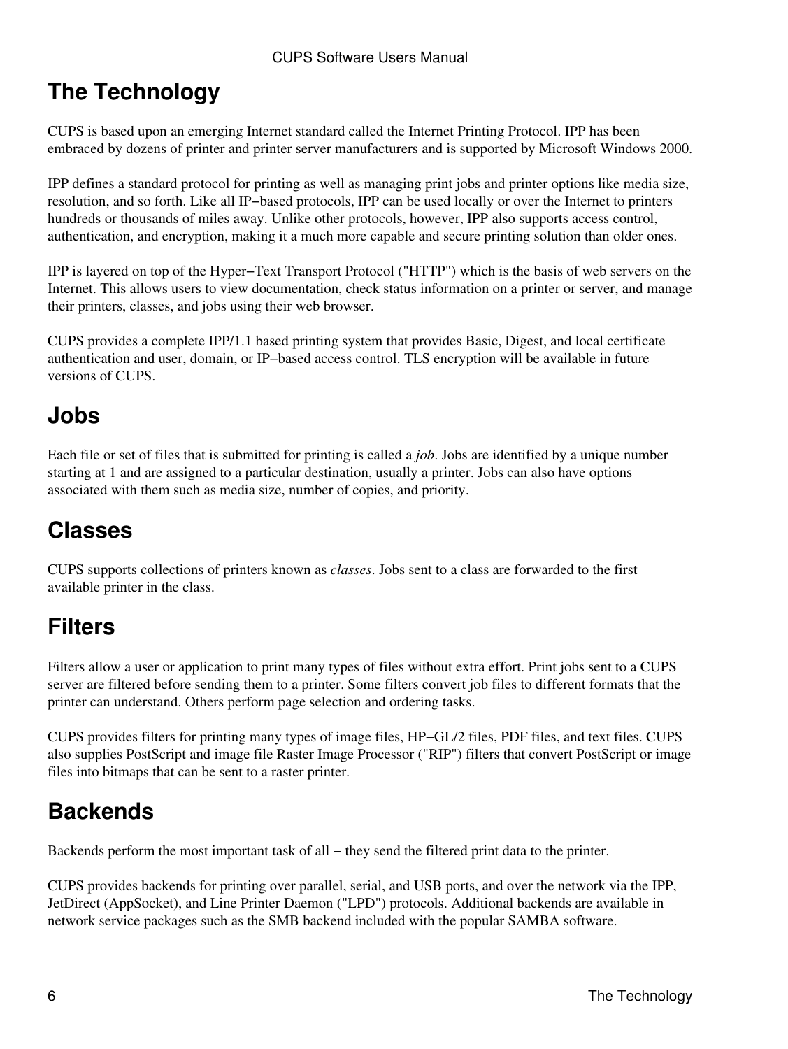# The Technology

CUPS is based upon an emerging Internet standard called the Internet Printing Protocol. IPP has been embraced by dozens of printer and printer server manufacturers and is supported by Microsoft Windows 2000.

IPP defines a standard protocol for printing as well as managing print jobs and printer options like media size, resolution, and so forth. Like all IP−based protocols, IPP can be used locally or over the Internet to printers hundreds or thousands of miles away. Unlike other protocols, however, IPP also supports access control, authentication, and encryption, making it a much more capable and secure printing solution than older ones.

IPP is layered on top of the Hyper−Text Transport Protocol ("HTTP") which is the basis of web servers on the Internet. This allows users to view documentation, check status information on a printer or server, and manage their printers, classes, and jobs using their web browser.

CUPS provides a complete IPP/1.1 based printing system that provides Basic, Digest, and local certificate authentication and user, domain, or IP−based access control. TLS encryption will be available in future versions of CUPS.

## Jobs

Each file or set of files that is submitted for printing is called a *job*. Jobs are identified by a unique number starting at 1 and are assigned to a particular destination, usually a printer. Jobs can also have options associated with them such as media size, number of copies, and priority.

## Classes

CUPS supports collections of printers known as *classes*. Jobs sent to a class are forwarded to the first available printer in the class.

## Filters

Filters allow a user or application to print many types of files without extra effort. Print jobs sent to a CUPS server are filtered before sending them to a printer. Some filters convert job files to different formats that the printer can understand. Others perform page selection and ordering tasks.

CUPS provides filters for printing many types of image files, HP−GL/2 files, PDF files, and text files. CUPS also supplies PostScript and image file Raster Image Processor ("RIP") filters that convert PostScript or image files into bitmaps that can be sent to a raster printer.

## Backends

Backends perform the most important task of all − they send the filtered print data to the printer.

CUPS provides backends for printing over parallel, serial, and USB ports, and over the network via the IPP, JetDirect (AppSocket), and Line Printer Daemon ("LPD") protocols. Additional backends are available in network service packages such as the SMB backend included with the popular SAMBA software.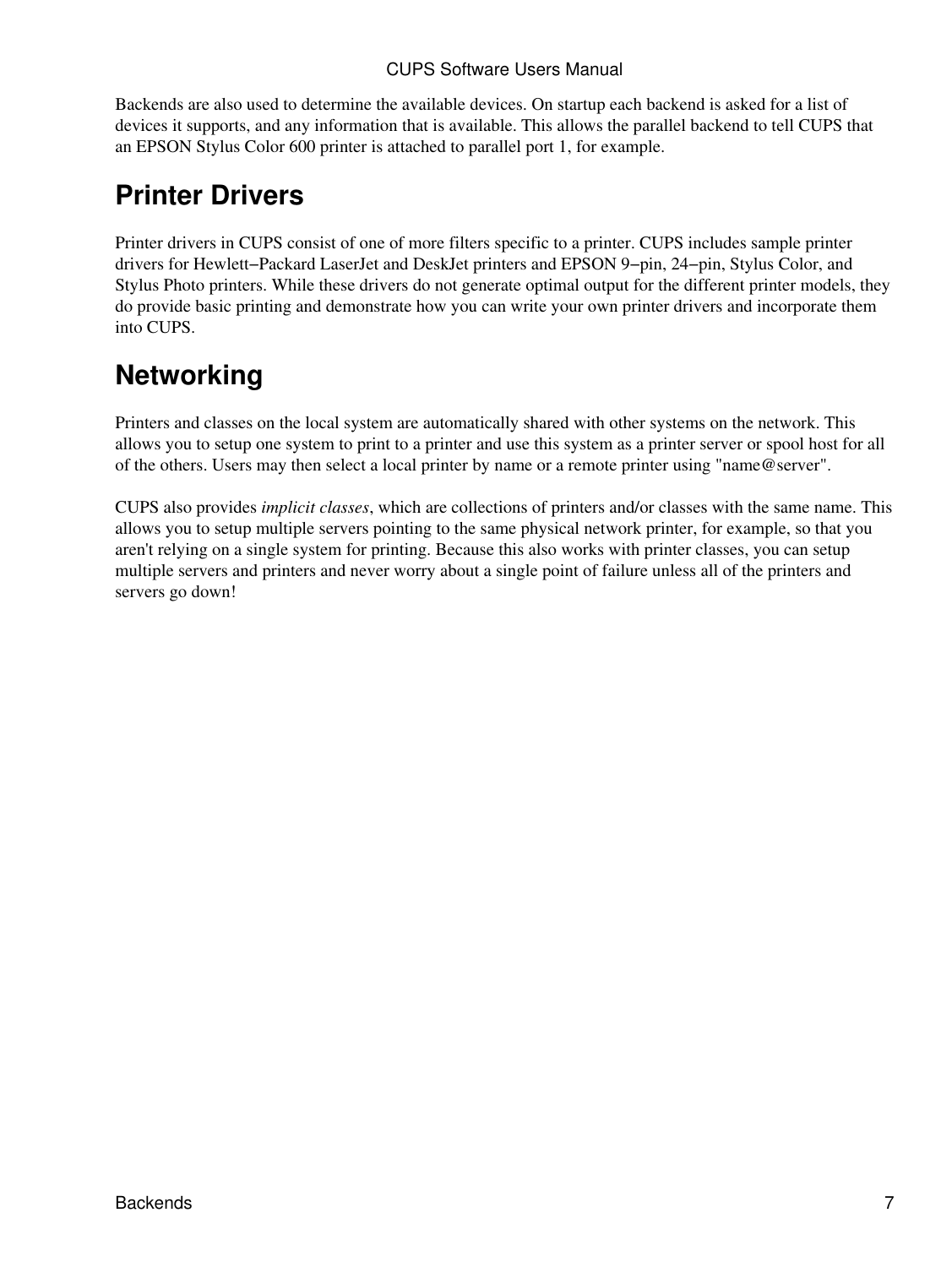Backends are also used to determine the available devices. On startup each backend is asked for a list of devices it supports, and any information that is available. This allows the parallel backend to tell CUPS that an EPSON Stylus Color 600 printer is attached to parallel port 1, for example.

## Printer Drivers

Printer drivers in CUPS consist of one of more filters specific to a printer. CUPS includes sample printer drivers for Hewlett−Packard LaserJet and DeskJet printers and EPSON 9−pin, 24−pin, Stylus Color, and Stylus Photo printers. While these drivers do not generate optimal output for the different printer models, they do provide basic printing and demonstrate how you can write your own printer drivers and incorporate them into CUPS.

## Networking

Printers and classes on the local system are automatically shared with other systems on the network. This allows you to setup one system to print to a printer and use this system as a printer server or spool host for all of the others. Users may then select a local printer by name or a remote printer using "name@server".

CUPS also provides *implicit classes*, which are collections of printers and/or classes with the same name. This allows you to setup multiple servers pointing to the same physical network printer, for example, so that you aren't relying on a single system for printing. Because this also works with printer classes, you can setup multiple servers and printers and never worry about a single point of failure unless all of the printers and servers go down!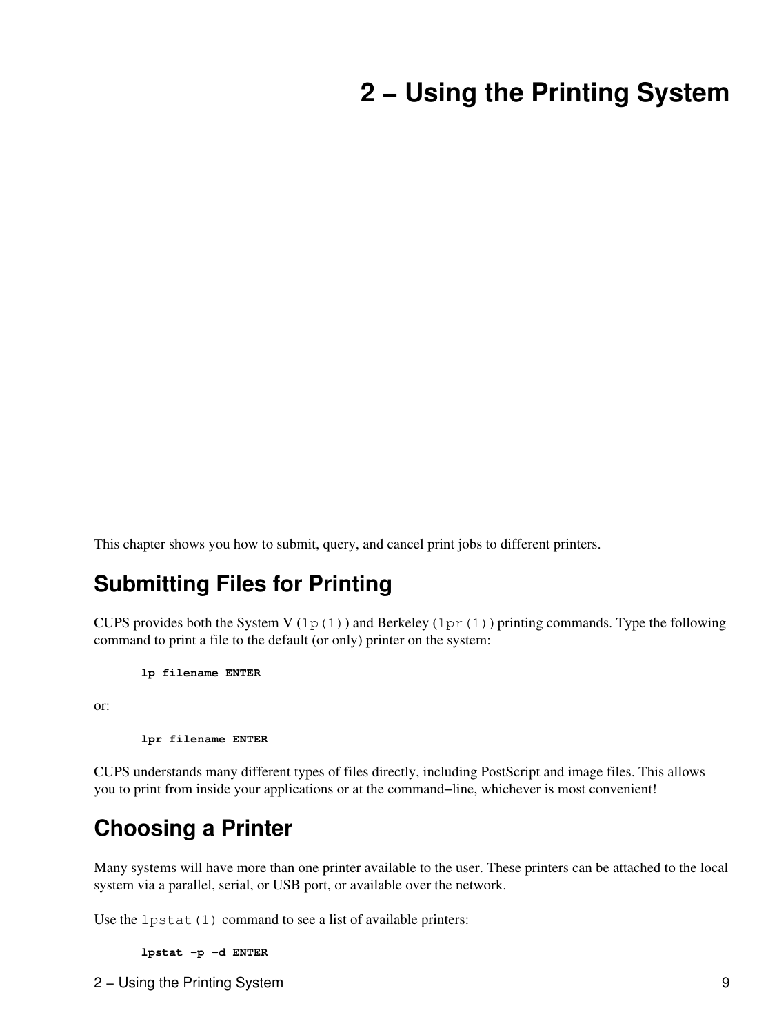# 2 – Using the Printing System

This chapter shows you how to submit, query, and cancel print jobs to different printers.

## Submitting Files for Printing

CUPS provides both the System V (`lp(1)`) and Berkeley (`lpr(1)`) printing commands. Type the following command to print a file to the default (or only) printer on the system:

```
lp filename ENTER
```

or:

```
lpr filename ENTER
```

CUPS understands many different types of files directly, including PostScript and image files. This allows you to print from inside your applications or at the command−line, whichever is most convenient!

## Choosing a Printer

Many systems will have more than one printer available to the user. These printers can be attached to the local system via a parallel, serial, or USB port, or available over the network.

Use the `lpstat(1)` command to see a list of available printers:

```
lpstat -p -d ENTER
```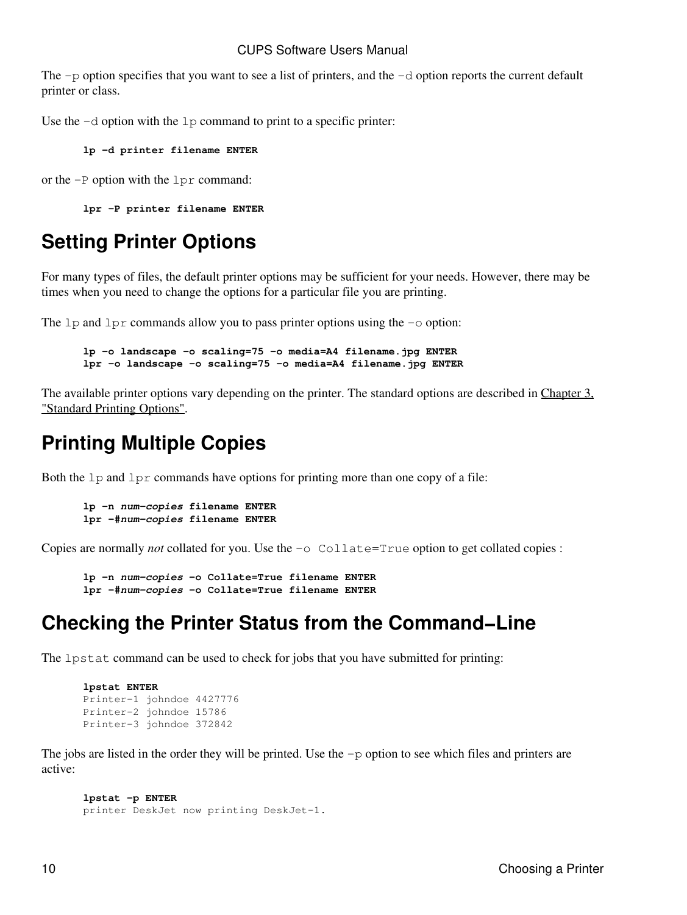The `-p` option specifies that you want to see a list of printers, and the `-d` option reports the current default printer or class.

Use the `-d` option with the `lp` command to print to a specific printer:

```
lp -d printer filename ENTER
```

or the `-P` option with the `lpr` command:

```
lpr -P printer filename ENTER
```

## Setting Printer Options

For many types of files, the default printer options may be sufficient for your needs. However, there may be times when you need to change the options for a particular file you are printing.

The `lp` and `lpr` commands allow you to pass printer options using the `-o` option:

```
lp -o landscape -o scaling=75 -o media=A4 filename.jpg ENTER
lpr -o landscape -o scaling=75 -o media=A4 filename.jpg ENTER
```

The available printer options vary depending on the printer. The standard options are described in Chapter 3, "Standard Printing Options".

## Printing Multiple Copies

Both the `lp` and `lpr` commands have options for printing more than one copy of a file:

```
lp -n num-copies filename ENTER
lpr -#num-copies filename ENTER
```

Copies are normally *not* collated for you. Use the `-o Collate=True` option to get collated copies :

```
lp -n num-copies -o Collate=True filename ENTER
lpr -#num-copies -o Collate=True filename ENTER
```

## Checking the Printer Status from the Command-Line

The `lpstat` command can be used to check for jobs that you have submitted for printing:

```
lpstat ENTER
Printer-1 johndoe 4427776
Printer-2 johndoe 15786
Printer-3 johndoe 372842
```

The jobs are listed in the order they will be printed. Use the `-p` option to see which files and printers are active:

```
lpstat -p ENTER
printer DeskJet now printing DeskJet-1.
```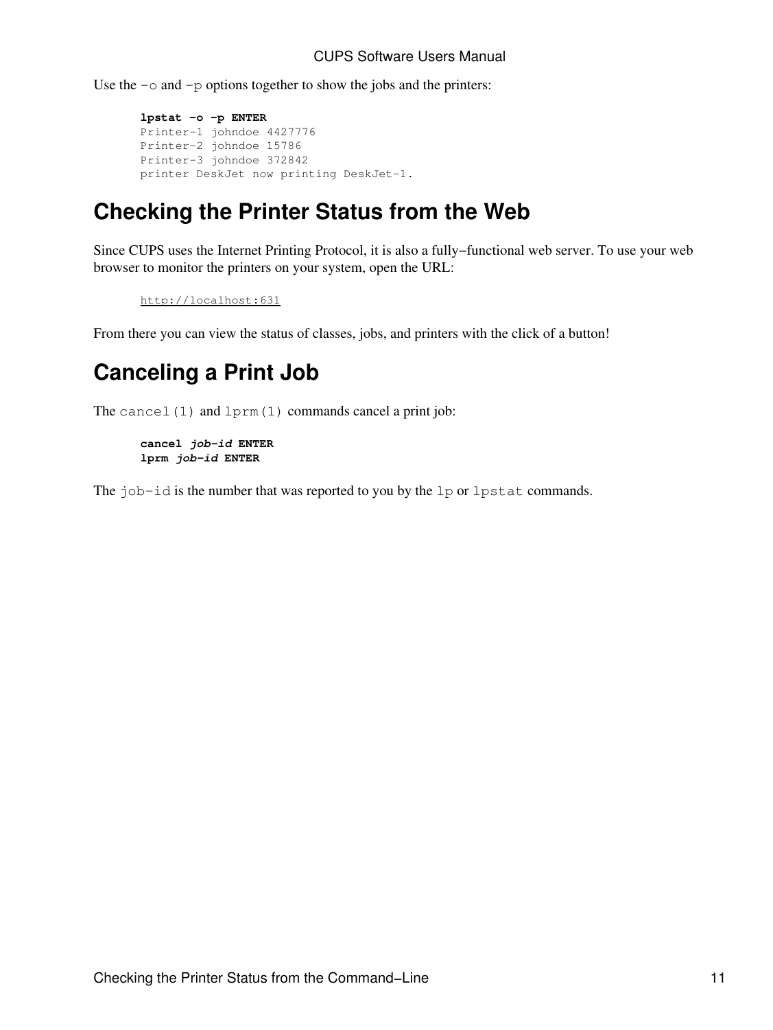Use the `-o` and `-p` options together to show the jobs and the printers:

```
lpstat -o -p ENTER
Printer-1 johndoe 4427776
Printer-2 johndoe 15786
Printer-3 johndoe 372842
printer DeskJet now printing DeskJet-1.
```

## Checking the Printer Status from the Web

Since CUPS uses the Internet Printing Protocol, it is also a fully−functional web server. To use your web browser to monitor the printers on your system, open the URL:

```
http://localhost:631
```

From there you can view the status of classes, jobs, and printers with the click of a button!

## Canceling a Print Job

The `cancel(1)` and `lprm(1)` commands cancel a print job:

```
cancel job-id ENTER
lprm job-id ENTER
```

The `job-id` is the number that was reported to you by the `lp` or `lpstat` commands.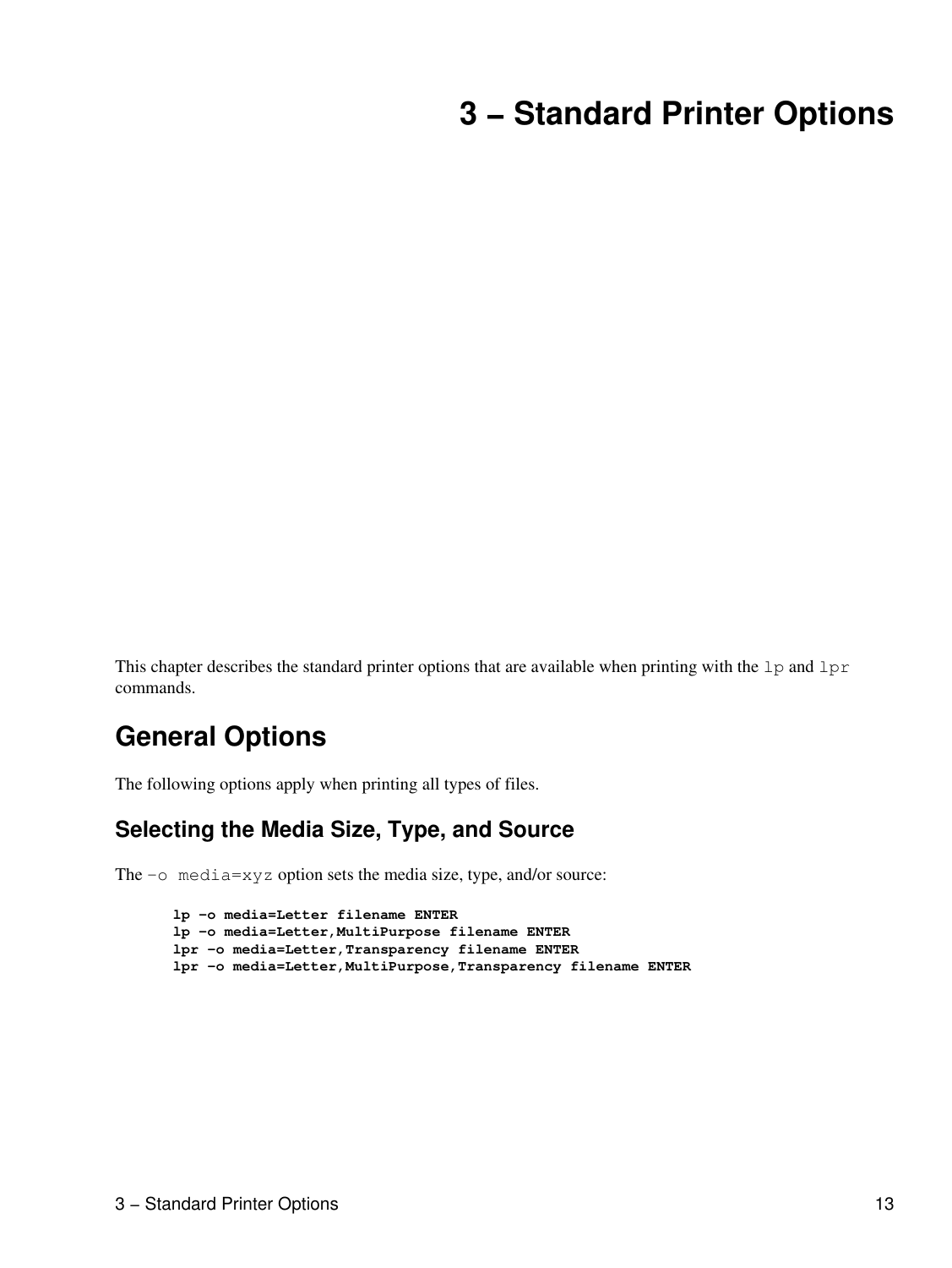# 3 – Standard Printer Options

This chapter describes the standard printer options that are available when printing with the `lp` and `lpr` commands.

## General Options

The following options apply when printing all types of files.

### Selecting the Media Size, Type, and Source

The `-o media=xyz` option sets the media size, type, and/or source:

```
lp -o media=Letter filename ENTER
lp -o media=Letter,MultiPurpose filename ENTER
lpr -o media=Letter,Transparency filename ENTER
lpr -o media=Letter,MultiPurpose,Transparency filename ENTER
```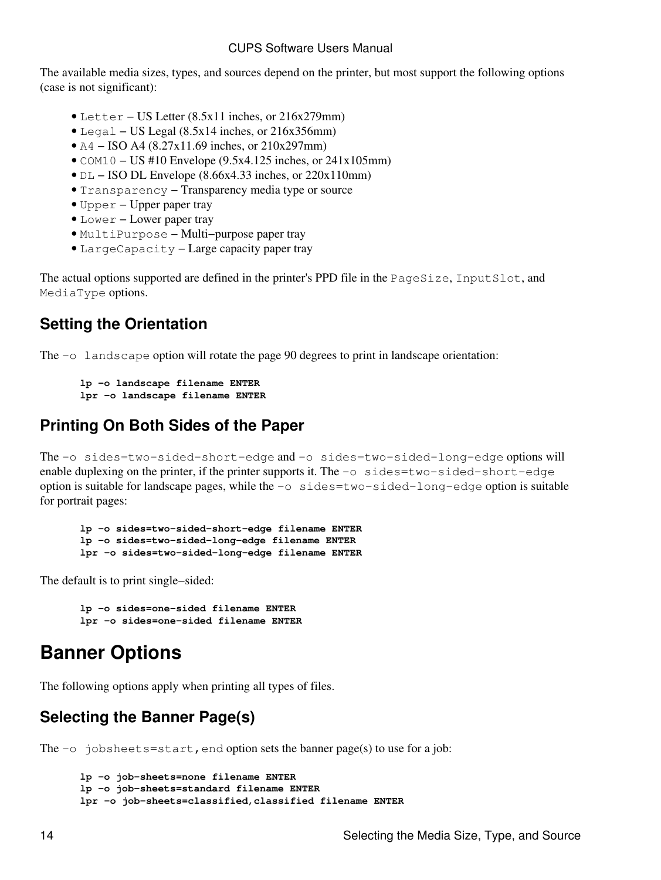The available media sizes, types, and sources depend on the printer, but most support the following options (case is not significant):

- `Letter` – US Letter (8.5x11 inches, or 216x279mm)
- `Legal` – US Legal (8.5x14 inches, or 216x356mm)
- `A4` – ISO A4 (8.27x11.69 inches, or 210x297mm)
- `COM10` – US #10 Envelope (9.5x4.125 inches, or 241x105mm)
- `DL` – ISO DL Envelope (8.66x4.33 inches, or 220x110mm)
- `Transparency` – Transparency media type or source
- `Upper` – Upper paper tray
- `Lower` – Lower paper tray
- `MultiPurpose` – Multi–purpose paper tray
- `LargeCapacity` – Large capacity paper tray

The actual options supported are defined in the printer's PPD file in the `PageSize`, `InputSlot`, and `MediaType` options.

## Setting the Orientation

The `-o landscape` option will rotate the page 90 degrees to print in landscape orientation:

```
lp -o landscape filename ENTER
lpr -o landscape filename ENTER
```

## Printing On Both Sides of the Paper

The `-o sides=two-sided-short-edge` and `-o sides=two-sided-long-edge` options will enable duplexing on the printer, if the printer supports it. The `-o sides=two-sided-short-edge` option is suitable for landscape pages, while the `-o sides=two-sided-long-edge` option is suitable for portrait pages:

```
lp -o sides=two-sided-short-edge filename ENTER
lp -o sides=two-sided-long-edge filename ENTER
lpr -o sides=two-sided-long-edge filename ENTER
```

The default is to print single–sided:

```
lp -o sides=one-sided filename ENTER
lpr -o sides=one-sided filename ENTER
```

# Banner Options

The following options apply when printing all types of files.

## Selecting the Banner Page(s)

The `-o jobsheets=start,end` option sets the banner page(s) to use for a job:

```
lp -o job-sheets=none filename ENTER
lp -o job-sheets=standard filename ENTER
lpr -o job-sheets=classified,classified filename ENTER
```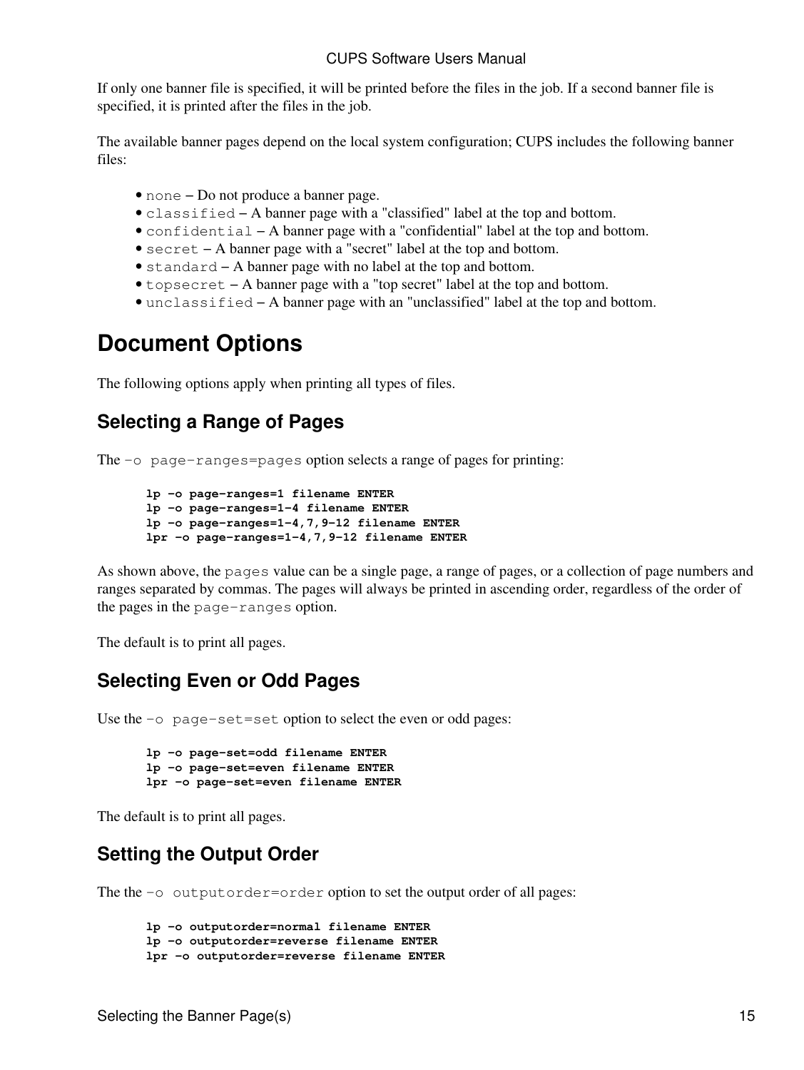If only one banner file is specified, it will be printed before the files in the job. If a second banner file is specified, it is printed after the files in the job.

The available banner pages depend on the local system configuration; CUPS includes the following banner files:

- `none` – Do not produce a banner page.
- `classified` – A banner page with a "classified" label at the top and bottom.
- `confidential` – A banner page with a "confidential" label at the top and bottom.
- `secret` – A banner page with a "secret" label at the top and bottom.
- `standard` – A banner page with no label at the top and bottom.
- `topsecret` – A banner page with a "top secret" label at the top and bottom.
- `unclassified` – A banner page with an "unclassified" label at the top and bottom.

# Document Options

The following options apply when printing all types of files.

## Selecting a Range of Pages

The `-o page-ranges=pages` option selects a range of pages for printing:

```
lp -o page-ranges=1 filename ENTER
lp -o page-ranges=1-4 filename ENTER
lp -o page-ranges=1-4,7,9-12 filename ENTER
lpr -o page-ranges=1-4,7,9-12 filename ENTER
```

As shown above, the `pages` value can be a single page, a range of pages, or a collection of page numbers and ranges separated by commas. The pages will always be printed in ascending order, regardless of the order of the pages in the `page-ranges` option.

The default is to print all pages.

## Selecting Even or Odd Pages

Use the `-o page-set=set` option to select the even or odd pages:

```
lp -o page-set=odd filename ENTER
lp -o page-set=even filename ENTER
lpr -o page-set=even filename ENTER
```

The default is to print all pages.

## Setting the Output Order

The the `-o outputorder=order` option to set the output order of all pages:

```
lp -o outputorder=normal filename ENTER
lp -o outputorder=reverse filename ENTER
lpr -o outputorder=reverse filename ENTER
```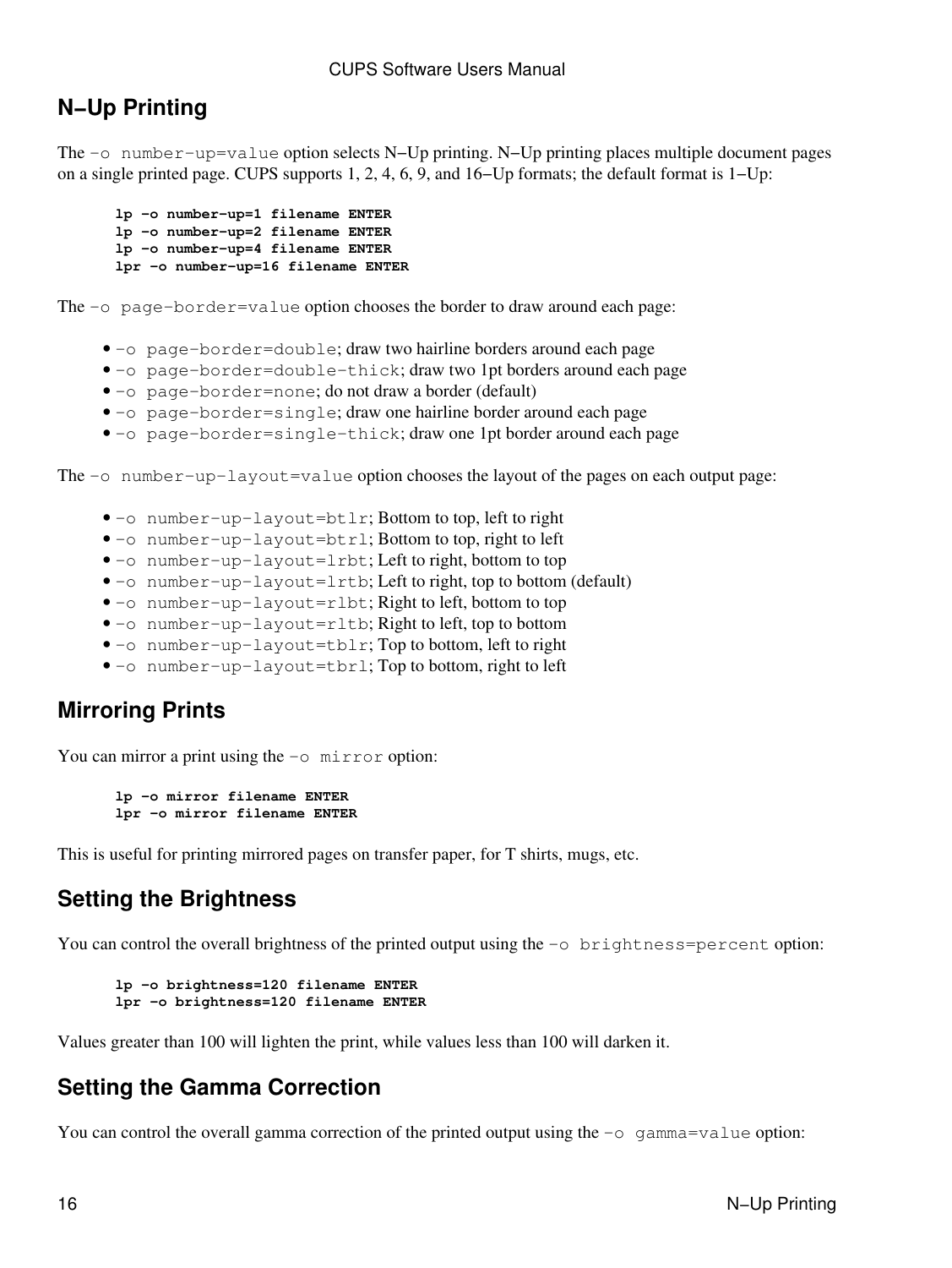## N−Up Printing

The `-o number-up=value` option selects N−Up printing. N−Up printing places multiple document pages on a single printed page. CUPS supports 1, 2, 4, 6, 9, and 16−Up formats; the default format is 1−Up:

```
lp -o number-up=1 filename ENTER
lp -o number-up=2 filename ENTER
lp -o number-up=4 filename ENTER
lpr -o number-up=16 filename ENTER
```

The `-o page-border=value` option chooses the border to draw around each page:

- `-o page-border=double`; draw two hairline borders around each page
- `-o page-border=double-thick`; draw two 1pt borders around each page
- `-o page-border=none`; do not draw a border (default)
- `-o page-border=single`; draw one hairline border around each page
- `-o page-border=single-thick`; draw one 1pt border around each page

The `-o number-up-layout=value` option chooses the layout of the pages on each output page:

- `-o number-up-layout=btlr`; Bottom to top, left to right
- `-o number-up-layout=btrl`; Bottom to top, right to left
- `-o number-up-layout=lrbt`; Left to right, bottom to top
- `-o number-up-layout=lrtb`; Left to right, top to bottom (default)
- `-o number-up-layout=rlbt`; Right to left, bottom to top
- `-o number-up-layout=rltb`; Right to left, top to bottom
- `-o number-up-layout=tblr`; Top to bottom, left to right
- `-o number-up-layout=tbrl`; Top to bottom, right to left

## Mirroring Prints

You can mirror a print using the `-o mirror` option:

```
lp -o mirror filename ENTER
lpr -o mirror filename ENTER
```

This is useful for printing mirrored pages on transfer paper, for T shirts, mugs, etc.

## Setting the Brightness

You can control the overall brightness of the printed output using the `-o brightness=percent` option:

```
lp -o brightness=120 filename ENTER
lpr -o brightness=120 filename ENTER
```

Values greater than 100 will lighten the print, while values less than 100 will darken it.

## Setting the Gamma Correction

You can control the overall gamma correction of the printed output using the `-o gamma=value` option: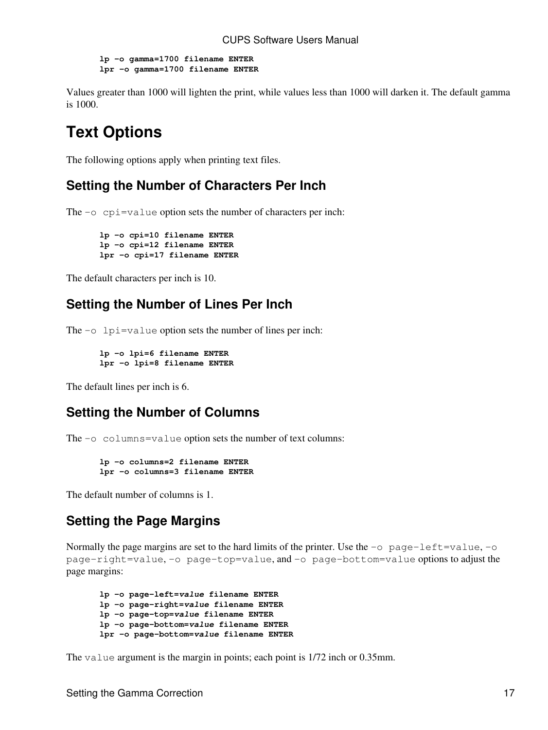```
lp -o gamma=1700 filename ENTER
lpr -o gamma=1700 filename ENTER
```

Values greater than 1000 will lighten the print, while values less than 1000 will darken it. The default gamma is 1000.

# Text Options

The following options apply when printing text files.

## Setting the Number of Characters Per Inch

The `-o cpi=value` option sets the number of characters per inch:

```
lp -o cpi=10 filename ENTER
lp -o cpi=12 filename ENTER
lpr -o cpi=17 filename ENTER
```

The default characters per inch is 10.

## Setting the Number of Lines Per Inch

The `-o lpi=value` option sets the number of lines per inch:

```
lp -o lpi=6 filename ENTER
lpr -o lpi=8 filename ENTER
```

The default lines per inch is 6.

## Setting the Number of Columns

The `-o columns=value` option sets the number of text columns:

```
lp -o columns=2 filename ENTER
lpr -o columns=3 filename ENTER
```

The default number of columns is 1.

## Setting the Page Margins

Normally the page margins are set to the hard limits of the printer. Use the `-o page-left=value`, `-o page-right=value`, `-o page-top=value`, and `-o page-bottom=value` options to adjust the page margins:

```
lp -o page-left=value filename ENTER
lp -o page-right=value filename ENTER
lp -o page-top=value filename ENTER
lp -o page-bottom=value filename ENTER
lpr -o page-bottom=value filename ENTER
```

The `value` argument is the margin in points; each point is 1/72 inch or 0.35mm.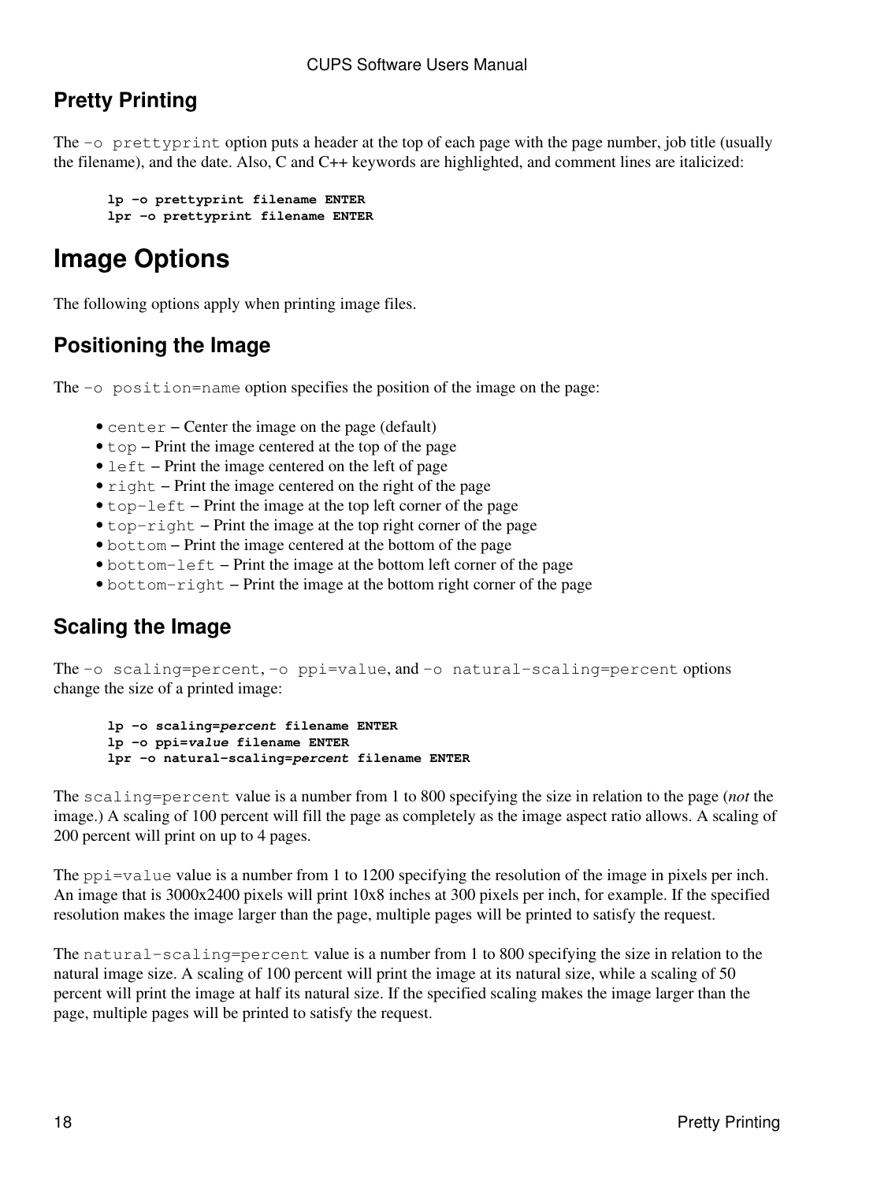### Pretty Printing

The `-o prettyprint` option puts a header at the top of each page with the page number, job title (usually the filename), and the date. Also, C and C++ keywords are highlighted, and comment lines are italicized:

```
lp -o prettyprint filename ENTER
lpr -o prettyprint filename ENTER
```

## Image Options

The following options apply when printing image files.

### Positioning the Image

The `-o position=name` option specifies the position of the image on the page:

- `center` – Center the image on the page (default)
- `top` – Print the image centered at the top of the page
- `left` – Print the image centered on the left of page
- `right` – Print the image centered on the right of the page
- `top-left` – Print the image at the top left corner of the page
- `top-right` – Print the image at the top right corner of the page
- `bottom` – Print the image centered at the bottom of the page
- `bottom-left` – Print the image at the bottom left corner of the page
- `bottom-right` – Print the image at the bottom right corner of the page

### Scaling the Image

The `-o scaling=percent`, `-o ppi=value`, and `-o natural-scaling=percent` options change the size of a printed image:

```
lp -o scaling=percent filename ENTER
lp -o ppi=value filename ENTER
lpr -o natural-scaling=percent filename ENTER
```

The `scaling=percent` value is a number from 1 to 800 specifying the size in relation to the page (*not* the image.) A scaling of 100 percent will fill the page as completely as the image aspect ratio allows. A scaling of 200 percent will print on up to 4 pages.

The `ppi=value` value is a number from 1 to 1200 specifying the resolution of the image in pixels per inch. An image that is 3000x2400 pixels will print 10x8 inches at 300 pixels per inch, for example. If the specified resolution makes the image larger than the page, multiple pages will be printed to satisfy the request.

The `natural-scaling=percent` value is a number from 1 to 800 specifying the size in relation to the natural image size. A scaling of 100 percent will print the image at its natural size, while a scaling of 50 percent will print the image at half its natural size. If the specified scaling makes the image larger than the page, multiple pages will be printed to satisfy the request.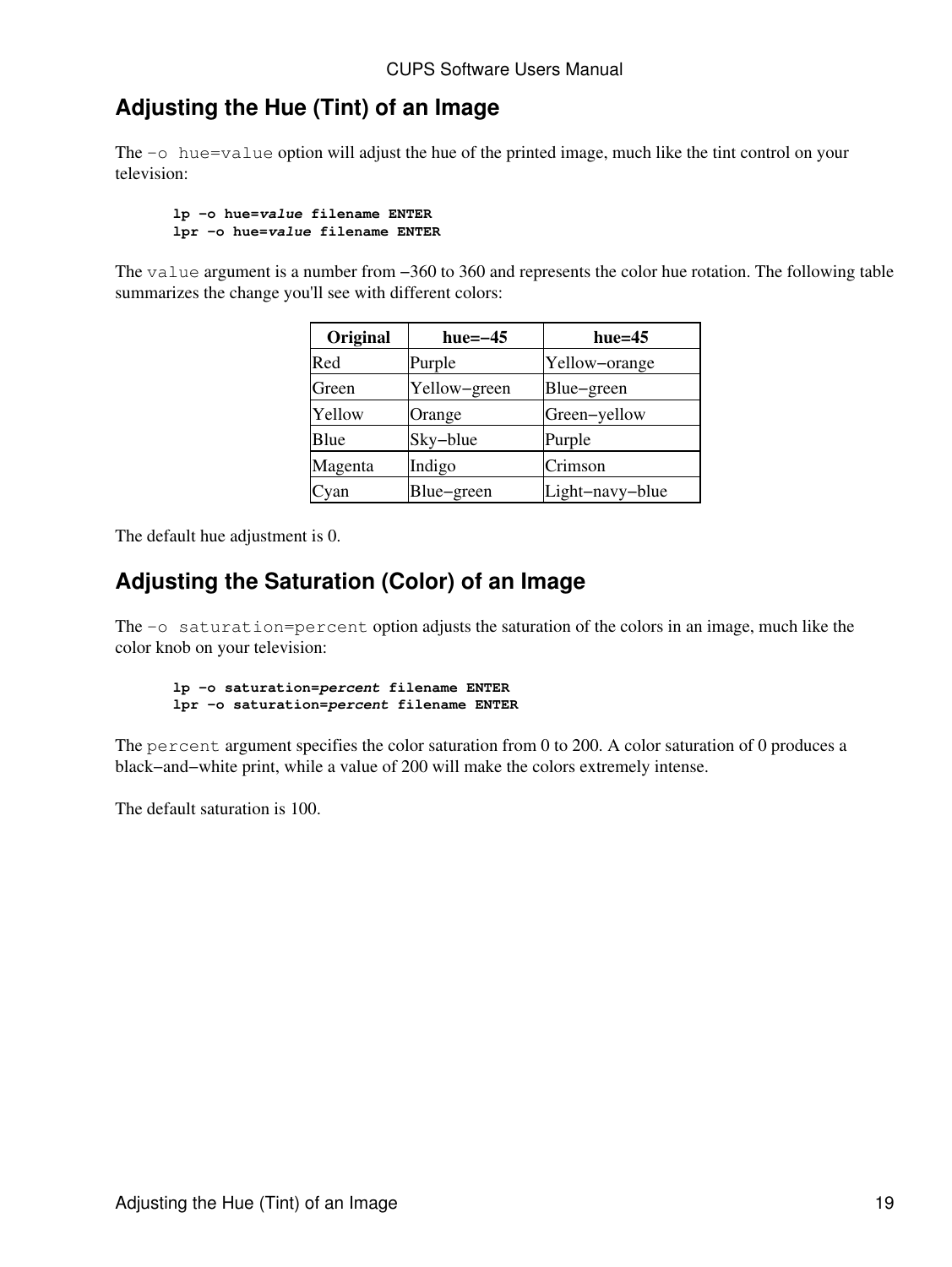## Adjusting the Hue (Tint) of an Image

The `-o hue=value` option will adjust the hue of the printed image, much like the tint control on your television:

```
lp -o hue=value filename ENTER
lpr -o hue=value filename ENTER
```

The `value` argument is a number from −360 to 360 and represents the color hue rotation. The following table summarizes the change you'll see with different colors:

| Original | hue=−45 | hue=45 |
|---|---|---|
| Red | Purple | Yellow−orange |
| Green | Yellow−green | Blue−green |
| Yellow | Orange | Green−yellow |
| Blue | Sky−blue | Purple |
| Magenta | Indigo | Crimson |
| Cyan | Blue−green | Light−navy−blue |

The default hue adjustment is 0.

## Adjusting the Saturation (Color) of an Image

The `-o saturation=percent` option adjusts the saturation of the colors in an image, much like the color knob on your television:

```
lp -o saturation=percent filename ENTER
lpr -o saturation=percent filename ENTER
```

The `percent` argument specifies the color saturation from 0 to 200. A color saturation of 0 produces a black−and−white print, while a value of 200 will make the colors extremely intense.

The default saturation is 100.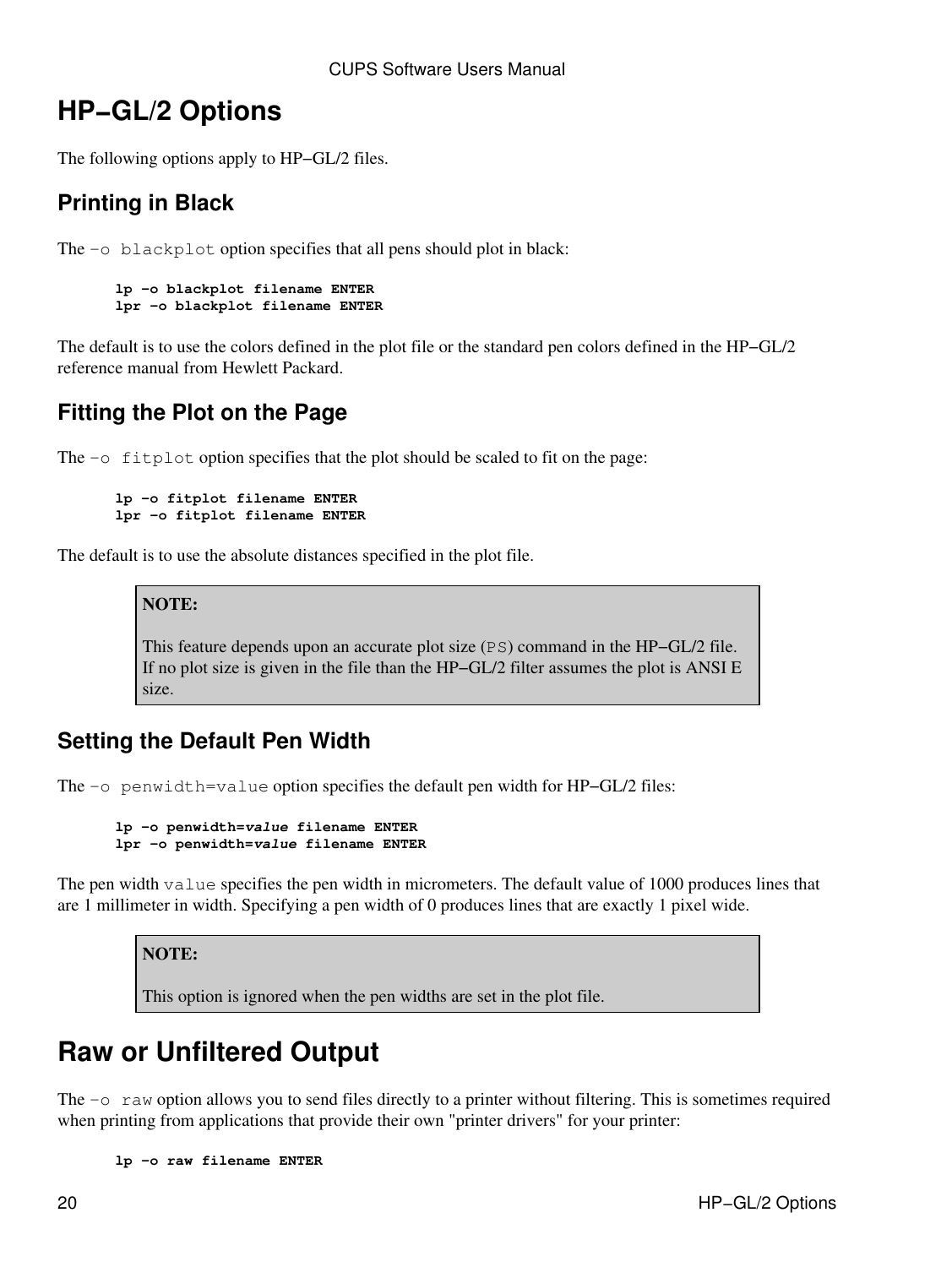# HP−GL/2 Options

The following options apply to HP−GL/2 files.

## Printing in Black

The `-o blackplot` option specifies that all pens should plot in black:

```
lp -o blackplot filename ENTER
lpr -o blackplot filename ENTER
```

The default is to use the colors defined in the plot file or the standard pen colors defined in the HP−GL/2 reference manual from Hewlett Packard.

## Fitting the Plot on the Page

The `-o fitplot` option specifies that the plot should be scaled to fit on the page:

```
lp -o fitplot filename ENTER
lpr -o fitplot filename ENTER
```

The default is to use the absolute distances specified in the plot file.

> **NOTE:**
>
> This feature depends upon an accurate plot size (`PS`) command in the HP−GL/2 file. If no plot size is given in the file than the HP−GL/2 filter assumes the plot is ANSI E size.

## Setting the Default Pen Width

The `-o penwidth=value` option specifies the default pen width for HP−GL/2 files:

```
lp -o penwidth=value filename ENTER
lpr -o penwidth=value filename ENTER
```

The pen width `value` specifies the pen width in micrometers. The default value of 1000 produces lines that are 1 millimeter in width. Specifying a pen width of 0 produces lines that are exactly 1 pixel wide.

> **NOTE:**
>
> This option is ignored when the pen widths are set in the plot file.

# Raw or Unfiltered Output

The `-o raw` option allows you to send files directly to a printer without filtering. This is sometimes required when printing from applications that provide their own "printer drivers" for your printer:

```
lp -o raw filename ENTER
```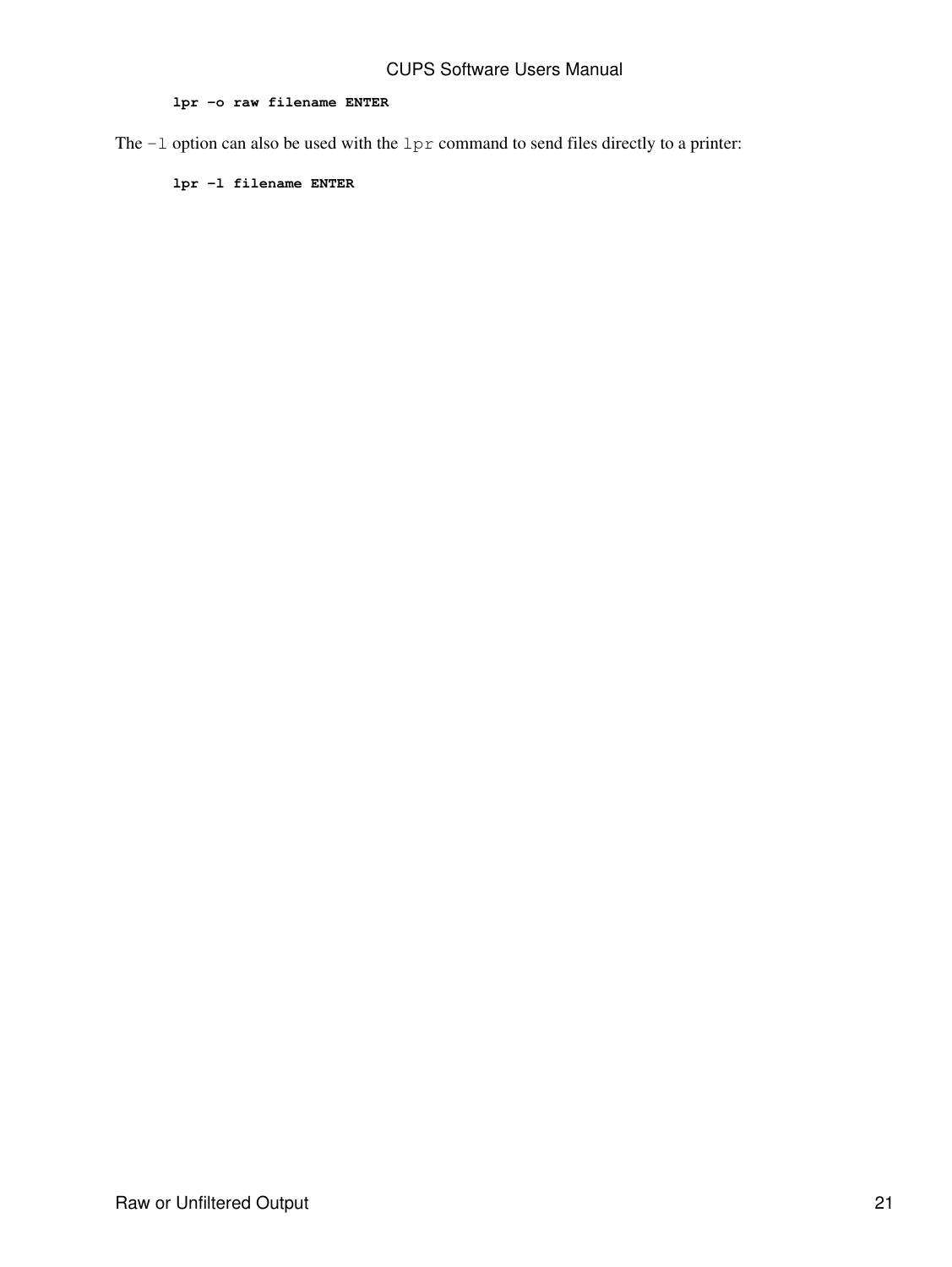```
lpr -o raw filename ENTER
```

The `-l` option can also be used with the `lpr` command to send files directly to a printer:

```
lpr -l filename ENTER
```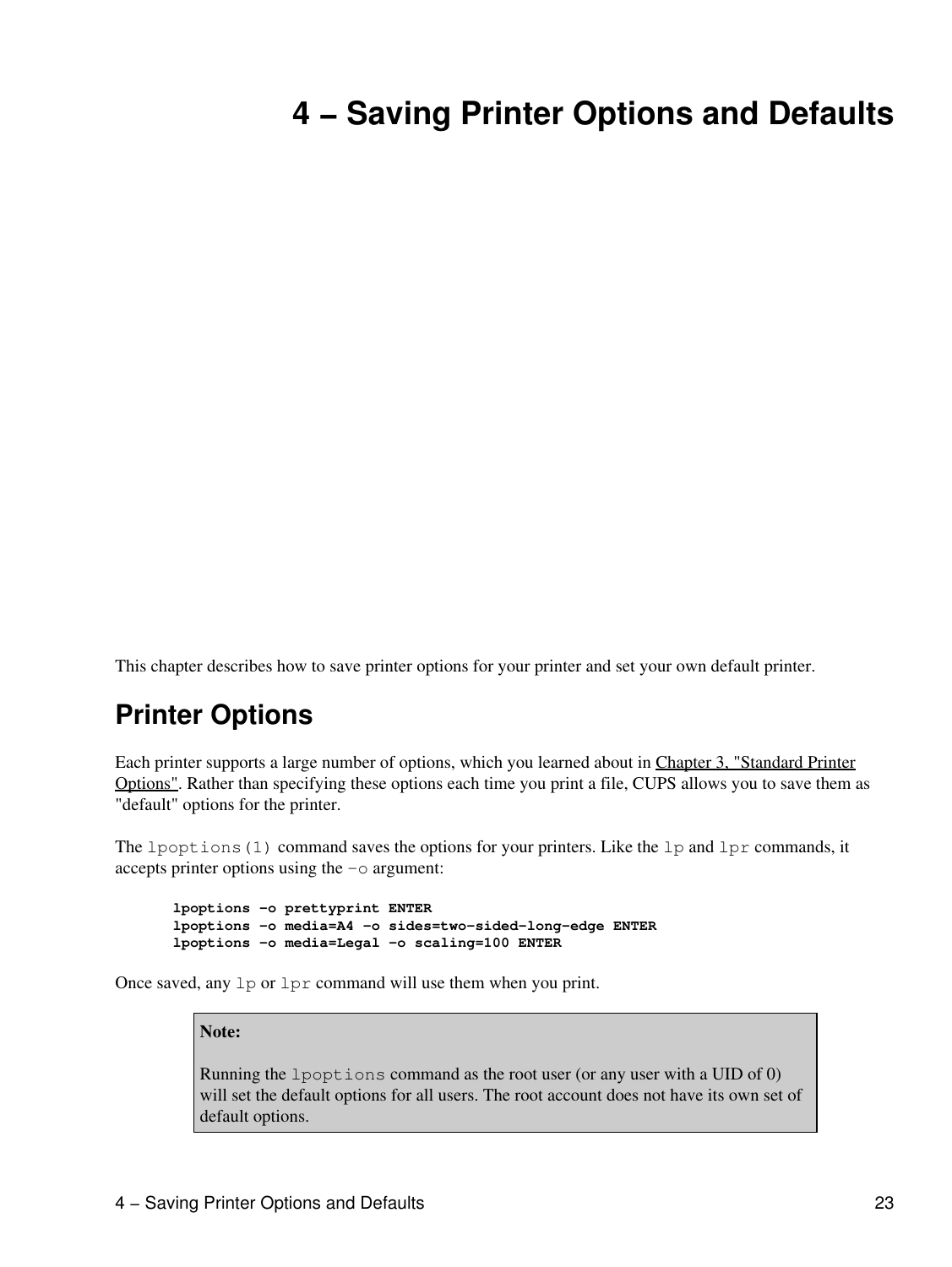# 4 – Saving Printer Options and Defaults

This chapter describes how to save printer options for your printer and set your own default printer.

## Printer Options

Each printer supports a large number of options, which you learned about in Chapter 3, "Standard Printer Options". Rather than specifying these options each time you print a file, CUPS allows you to save them as "default" options for the printer.

The `lpoptions(1)` command saves the options for your printers. Like the `lp` and `lpr` commands, it accepts printer options using the `-o` argument:

```
lpoptions -o prettyprint ENTER
lpoptions -o media=A4 -o sides=two-sided-long-edge ENTER
lpoptions -o media=Legal -o scaling=100 ENTER
```

Once saved, any `lp` or `lpr` command will use them when you print.

> **Note:**
>
> Running the `lpoptions` command as the root user (or any user with a UID of 0) will set the default options for all users. The root account does not have its own set of default options.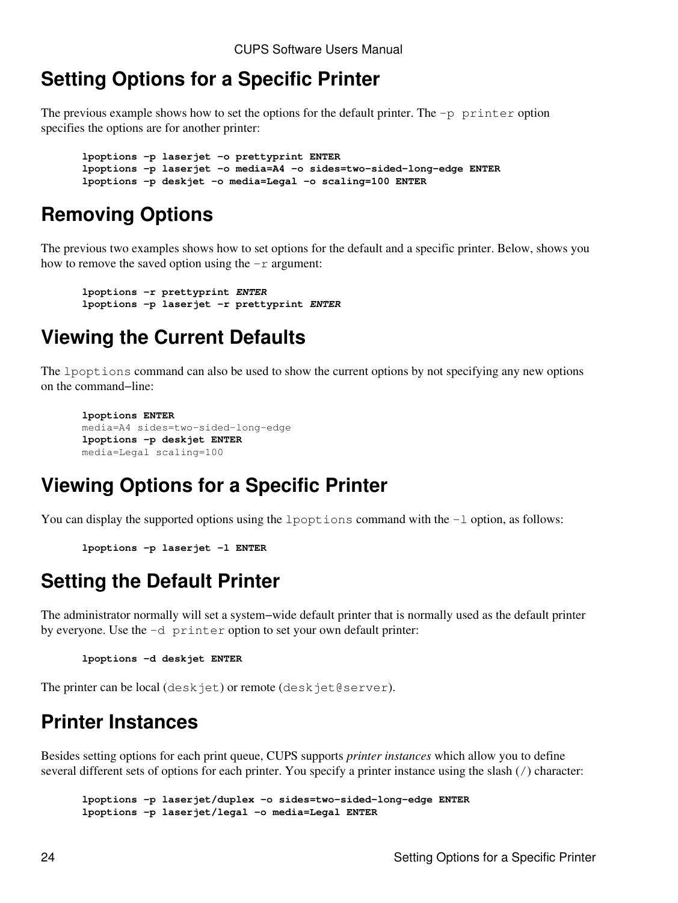## Setting Options for a Specific Printer

The previous example shows how to set the options for the default printer. The `-p printer` option specifies the options are for another printer:

```
lpoptions -p laserjet -o prettyprint ENTER
lpoptions -p laserjet -o media=A4 -o sides=two-sided-long-edge ENTER
lpoptions -p deskjet -o media=Legal -o scaling=100 ENTER
```

## Removing Options

The previous two examples shows how to set options for the default and a specific printer. Below, shows you how to remove the saved option using the `-r` argument:

```
lpoptions -r prettyprint ENTER
lpoptions -p laserjet -r prettyprint ENTER
```

## Viewing the Current Defaults

The `lpoptions` command can also be used to show the current options by not specifying any new options on the command-line:

```
lpoptions ENTER
media=A4 sides=two-sided-long-edge
lpoptions -p deskjet ENTER
media=Legal scaling=100
```

## Viewing Options for a Specific Printer

You can display the supported options using the `lpoptions` command with the `-l` option, as follows:

```
lpoptions -p laserjet -l ENTER
```

## Setting the Default Printer

The administrator normally will set a system-wide default printer that is normally used as the default printer by everyone. Use the `-d printer` option to set your own default printer:

```
lpoptions -d deskjet ENTER
```

The printer can be local (`deskjet`) or remote (`deskjet@server`).

## Printer Instances

Besides setting options for each print queue, CUPS supports *printer instances* which allow you to define several different sets of options for each printer. You specify a printer instance using the slash (`/`) character:

```
lpoptions -p laserjet/duplex -o sides=two-sided-long-edge ENTER
lpoptions -p laserjet/legal -o media=Legal ENTER
```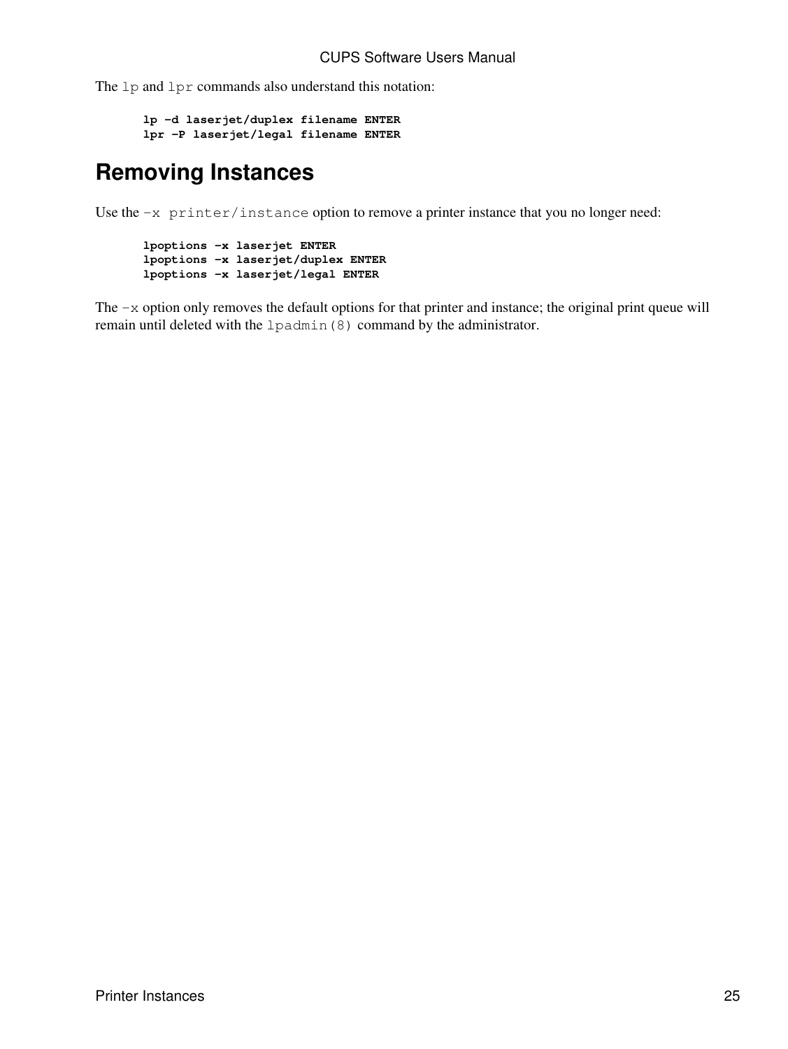The `lp` and `lpr` commands also understand this notation:

```
lp -d laserjet/duplex filename ENTER
lpr -P laserjet/legal filename ENTER
```

# Removing Instances

Use the `-x printer/instance` option to remove a printer instance that you no longer need:

```
lpoptions -x laserjet ENTER
lpoptions -x laserjet/duplex ENTER
lpoptions -x laserjet/legal ENTER
```

The `-x` option only removes the default options for that printer and instance; the original print queue will remain until deleted with the `lpadmin(8)` command by the administrator.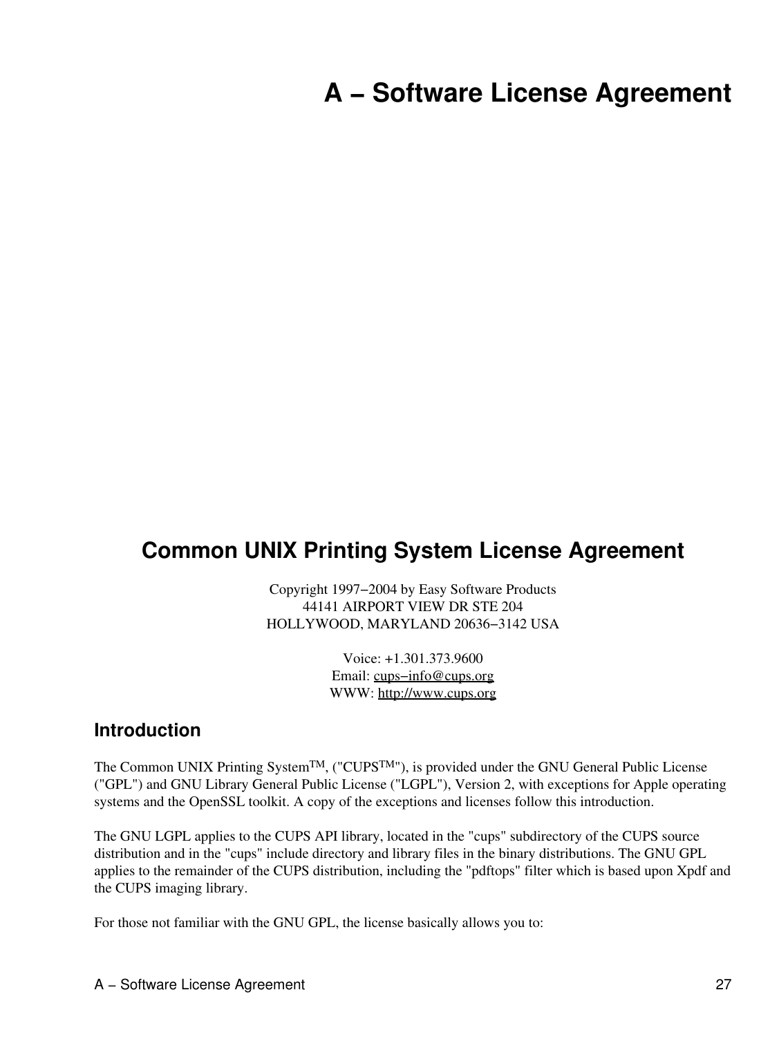# A − Software License Agreement

## Common UNIX Printing System License Agreement

Copyright 1997−2004 by Easy Software Products
44141 AIRPORT VIEW DR STE 204
HOLLYWOOD, MARYLAND 20636−3142 USA

Voice: +1.301.373.9600
Email: cups−info@cups.org
WWW: http://www.cups.org

### Introduction

The Common UNIX Printing System™, ("CUPS™"), is provided under the GNU General Public License ("GPL") and GNU Library General Public License ("LGPL"), Version 2, with exceptions for Apple operating systems and the OpenSSL toolkit. A copy of the exceptions and licenses follow this introduction.

The GNU LGPL applies to the CUPS API library, located in the "cups" subdirectory of the CUPS source distribution and in the "cups" include directory and library files in the binary distributions. The GNU GPL applies to the remainder of the CUPS distribution, including the "pdftops" filter which is based upon Xpdf and the CUPS imaging library.

For those not familiar with the GNU GPL, the license basically allows you to: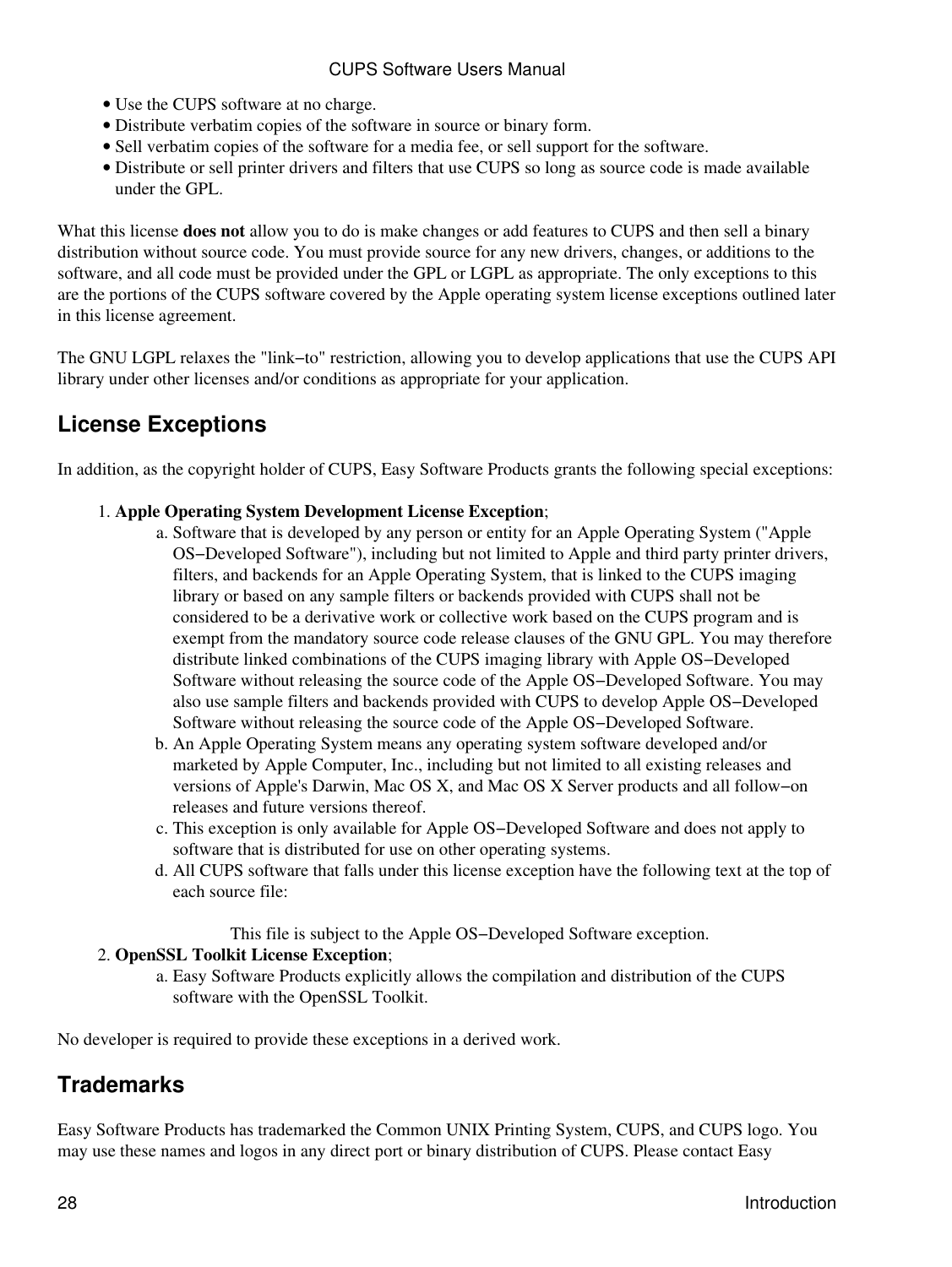- Use the CUPS software at no charge.
- Distribute verbatim copies of the software in source or binary form.
- Sell verbatim copies of the software for a media fee, or sell support for the software.
- Distribute or sell printer drivers and filters that use CUPS so long as source code is made available under the GPL.

What this license **does not** allow you to do is make changes or add features to CUPS and then sell a binary distribution without source code. You must provide source for any new drivers, changes, or additions to the software, and all code must be provided under the GPL or LGPL as appropriate. The only exceptions to this are the portions of the CUPS software covered by the Apple operating system license exceptions outlined later in this license agreement.

The GNU LGPL relaxes the "link−to" restriction, allowing you to develop applications that use the CUPS API library under other licenses and/or conditions as appropriate for your application.

## License Exceptions

In addition, as the copyright holder of CUPS, Easy Software Products grants the following special exceptions:

1. **Apple Operating System Development License Exception**;
   a. Software that is developed by any person or entity for an Apple Operating System ("Apple OS−Developed Software"), including but not limited to Apple and third party printer drivers, filters, and backends for an Apple Operating System, that is linked to the CUPS imaging library or based on any sample filters or backends provided with CUPS shall not be considered to be a derivative work or collective work based on the CUPS program and is exempt from the mandatory source code release clauses of the GNU GPL. You may therefore distribute linked combinations of the CUPS imaging library with Apple OS−Developed Software without releasing the source code of the Apple OS−Developed Software. You may also use sample filters and backends provided with CUPS to develop Apple OS−Developed Software without releasing the source code of the Apple OS−Developed Software.
   b. An Apple Operating System means any operating system software developed and/or marketed by Apple Computer, Inc., including but not limited to all existing releases and versions of Apple's Darwin, Mac OS X, and Mac OS X Server products and all follow−on releases and future versions thereof.
   c. This exception is only available for Apple OS−Developed Software and does not apply to software that is distributed for use on other operating systems.
   d. All CUPS software that falls under this license exception have the following text at the top of each source file:

      This file is subject to the Apple OS−Developed Software exception.
2. **OpenSSL Toolkit License Exception**;
   a. Easy Software Products explicitly allows the compilation and distribution of the CUPS software with the OpenSSL Toolkit.

No developer is required to provide these exceptions in a derived work.

## Trademarks

Easy Software Products has trademarked the Common UNIX Printing System, CUPS, and CUPS logo. You may use these names and logos in any direct port or binary distribution of CUPS. Please contact Easy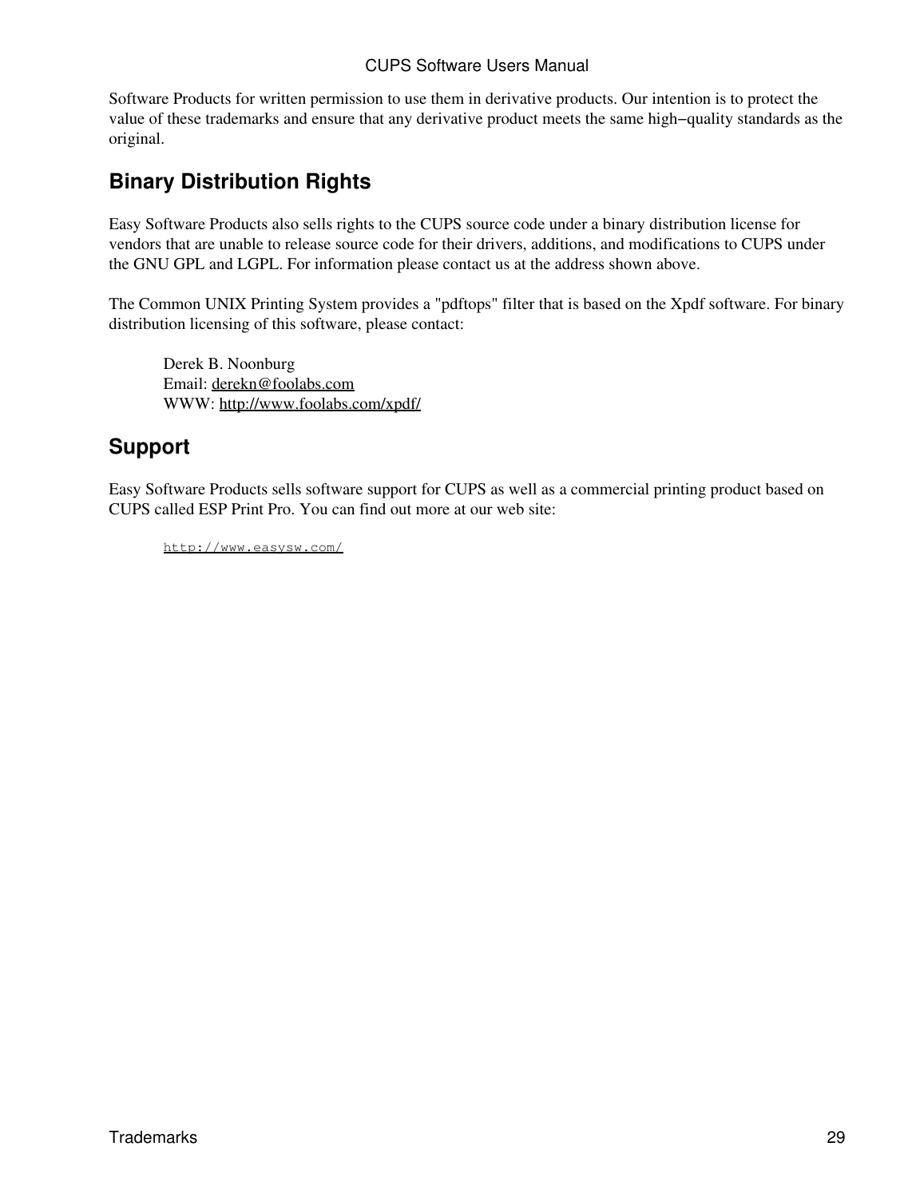Software Products for written permission to use them in derivative products. Our intention is to protect the value of these trademarks and ensure that any derivative product meets the same high−quality standards as the original.

## Binary Distribution Rights

Easy Software Products also sells rights to the CUPS source code under a binary distribution license for vendors that are unable to release source code for their drivers, additions, and modifications to CUPS under the GNU GPL and LGPL. For information please contact us at the address shown above.

The Common UNIX Printing System provides a "pdftops" filter that is based on the Xpdf software. For binary distribution licensing of this software, please contact:

> Derek B. Noonburg
> Email: derekn@foolabs.com
> WWW: http://www.foolabs.com/xpdf/

## Support

Easy Software Products sells software support for CUPS as well as a commercial printing product based on CUPS called ESP Print Pro. You can find out more at our web site:

```
http://www.easysw.com/
```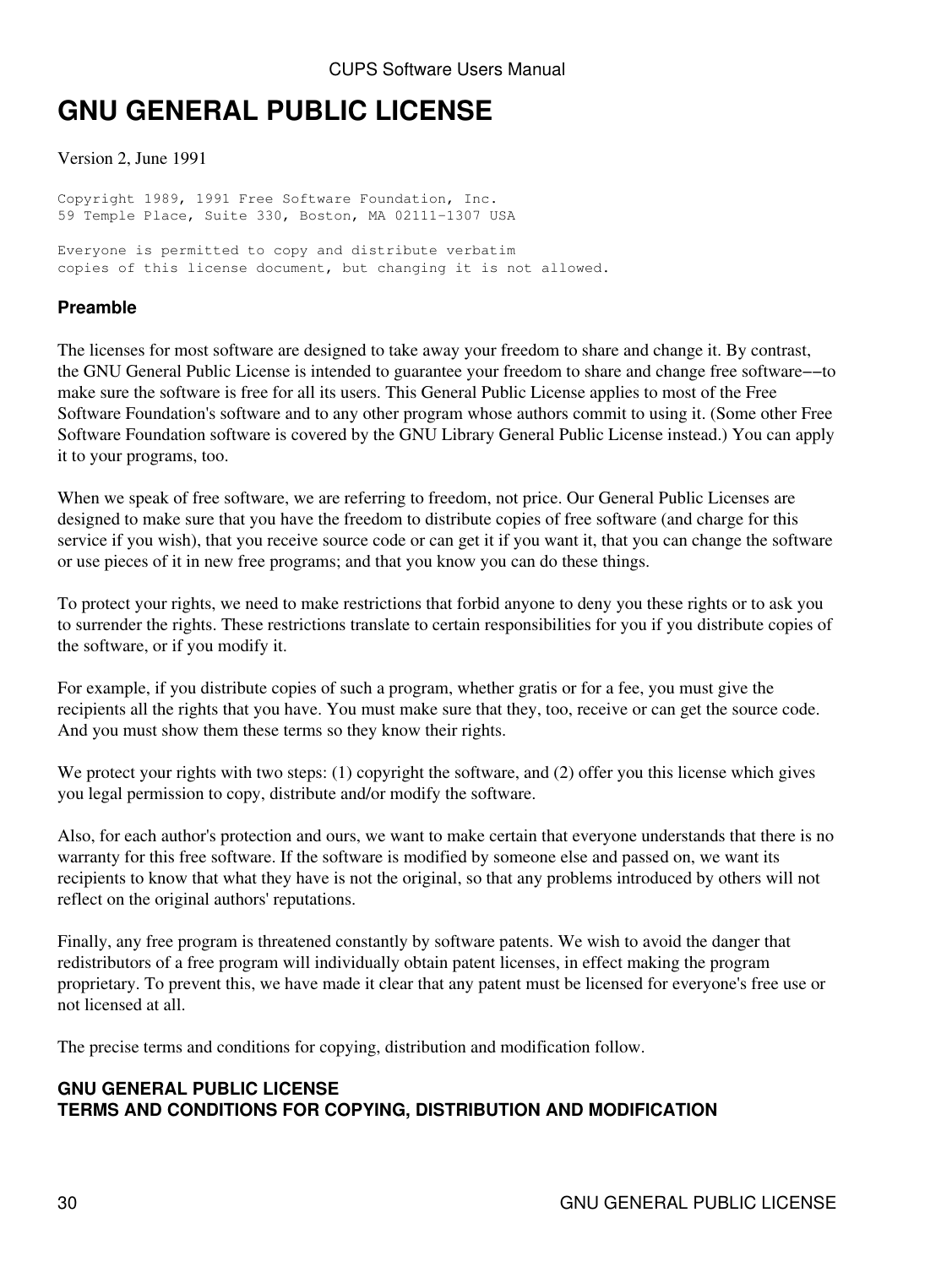# GNU GENERAL PUBLIC LICENSE

Version 2, June 1991

```
Copyright 1989, 1991 Free Software Foundation, Inc.
59 Temple Place, Suite 330, Boston, MA 02111-1307 USA

Everyone is permitted to copy and distribute verbatim
copies of this license document, but changing it is not allowed.
```

### Preamble

The licenses for most software are designed to take away your freedom to share and change it. By contrast, the GNU General Public License is intended to guarantee your freedom to share and change free software−−to make sure the software is free for all its users. This General Public License applies to most of the Free Software Foundation's software and to any other program whose authors commit to using it. (Some other Free Software Foundation software is covered by the GNU Library General Public License instead.) You can apply it to your programs, too.

When we speak of free software, we are referring to freedom, not price. Our General Public Licenses are designed to make sure that you have the freedom to distribute copies of free software (and charge for this service if you wish), that you receive source code or can get it if you want it, that you can change the software or use pieces of it in new free programs; and that you know you can do these things.

To protect your rights, we need to make restrictions that forbid anyone to deny you these rights or to ask you to surrender the rights. These restrictions translate to certain responsibilities for you if you distribute copies of the software, or if you modify it.

For example, if you distribute copies of such a program, whether gratis or for a fee, you must give the recipients all the rights that you have. You must make sure that they, too, receive or can get the source code. And you must show them these terms so they know their rights.

We protect your rights with two steps: (1) copyright the software, and (2) offer you this license which gives you legal permission to copy, distribute and/or modify the software.

Also, for each author's protection and ours, we want to make certain that everyone understands that there is no warranty for this free software. If the software is modified by someone else and passed on, we want its recipients to know that what they have is not the original, so that any problems introduced by others will not reflect on the original authors' reputations.

Finally, any free program is threatened constantly by software patents. We wish to avoid the danger that redistributors of a free program will individually obtain patent licenses, in effect making the program proprietary. To prevent this, we have made it clear that any patent must be licensed for everyone's free use or not licensed at all.

The precise terms and conditions for copying, distribution and modification follow.

### GNU GENERAL PUBLIC LICENSE
### TERMS AND CONDITIONS FOR COPYING, DISTRIBUTION AND MODIFICATION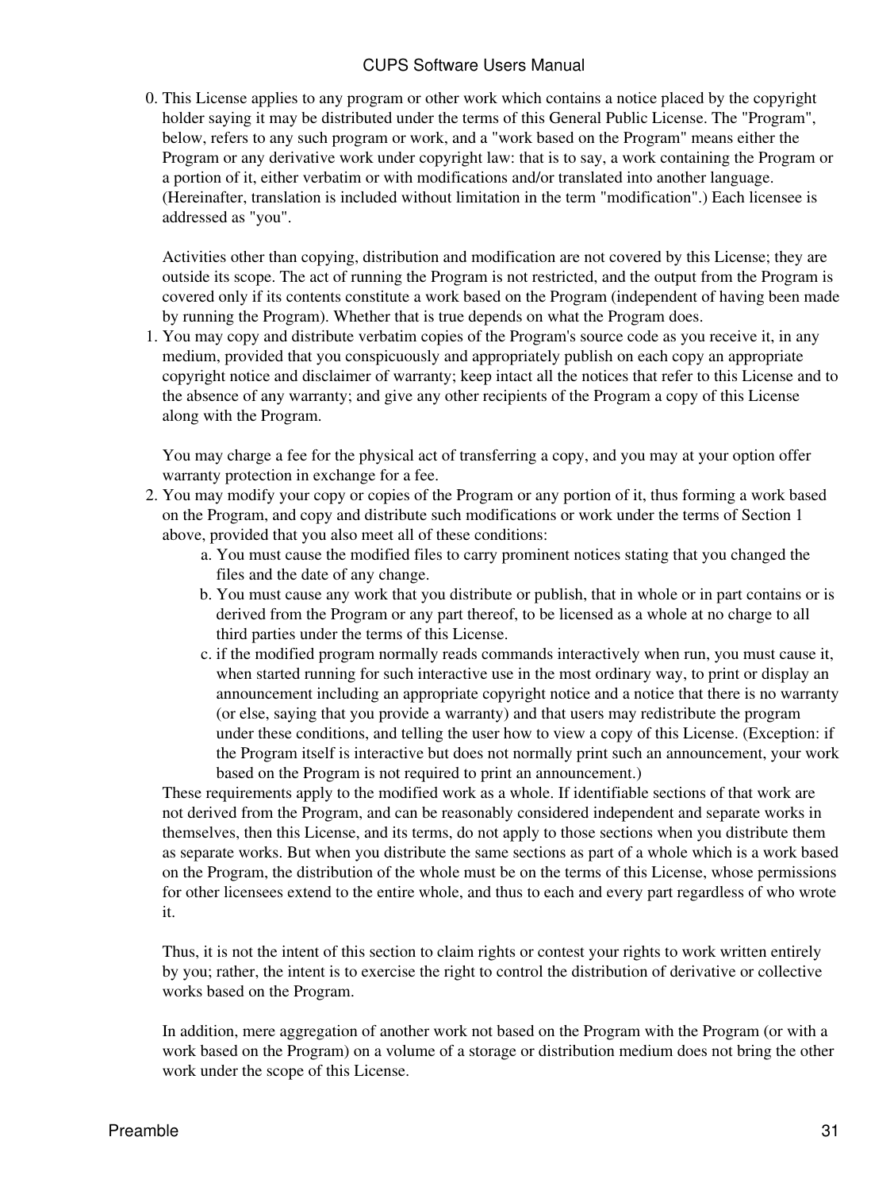0. This License applies to any program or other work which contains a notice placed by the copyright holder saying it may be distributed under the terms of this General Public License. The "Program", below, refers to any such program or work, and a "work based on the Program" means either the Program or any derivative work under copyright law: that is to say, a work containing the Program or a portion of it, either verbatim or with modifications and/or translated into another language. (Hereinafter, translation is included without limitation in the term "modification".) Each licensee is addressed as "you".

   Activities other than copying, distribution and modification are not covered by this License; they are outside its scope. The act of running the Program is not restricted, and the output from the Program is covered only if its contents constitute a work based on the Program (independent of having been made by running the Program). Whether that is true depends on what the Program does.
1. You may copy and distribute verbatim copies of the Program's source code as you receive it, in any medium, provided that you conspicuously and appropriately publish on each copy an appropriate copyright notice and disclaimer of warranty; keep intact all the notices that refer to this License and to the absence of any warranty; and give any other recipients of the Program a copy of this License along with the Program.

   You may charge a fee for the physical act of transferring a copy, and you may at your option offer warranty protection in exchange for a fee.
2. You may modify your copy or copies of the Program or any portion of it, thus forming a work based on the Program, and copy and distribute such modifications or work under the terms of Section 1 above, provided that you also meet all of these conditions:
   a. You must cause the modified files to carry prominent notices stating that you changed the files and the date of any change.
   b. You must cause any work that you distribute or publish, that in whole or in part contains or is derived from the Program or any part thereof, to be licensed as a whole at no charge to all third parties under the terms of this License.
   c. if the modified program normally reads commands interactively when run, you must cause it, when started running for such interactive use in the most ordinary way, to print or display an announcement including an appropriate copyright notice and a notice that there is no warranty (or else, saying that you provide a warranty) and that users may redistribute the program under these conditions, and telling the user how to view a copy of this License. (Exception: if the Program itself is interactive but does not normally print such an announcement, your work based on the Program is not required to print an announcement.)

   These requirements apply to the modified work as a whole. If identifiable sections of that work are not derived from the Program, and can be reasonably considered independent and separate works in themselves, then this License, and its terms, do not apply to those sections when you distribute them as separate works. But when you distribute the same sections as part of a whole which is a work based on the Program, the distribution of the whole must be on the terms of this License, whose permissions for other licensees extend to the entire whole, and thus to each and every part regardless of who wrote it.

   Thus, it is not the intent of this section to claim rights or contest your rights to work written entirely by you; rather, the intent is to exercise the right to control the distribution of derivative or collective works based on the Program.

   In addition, mere aggregation of another work not based on the Program with the Program (or with a work based on the Program) on a volume of a storage or distribution medium does not bring the other work under the scope of this License.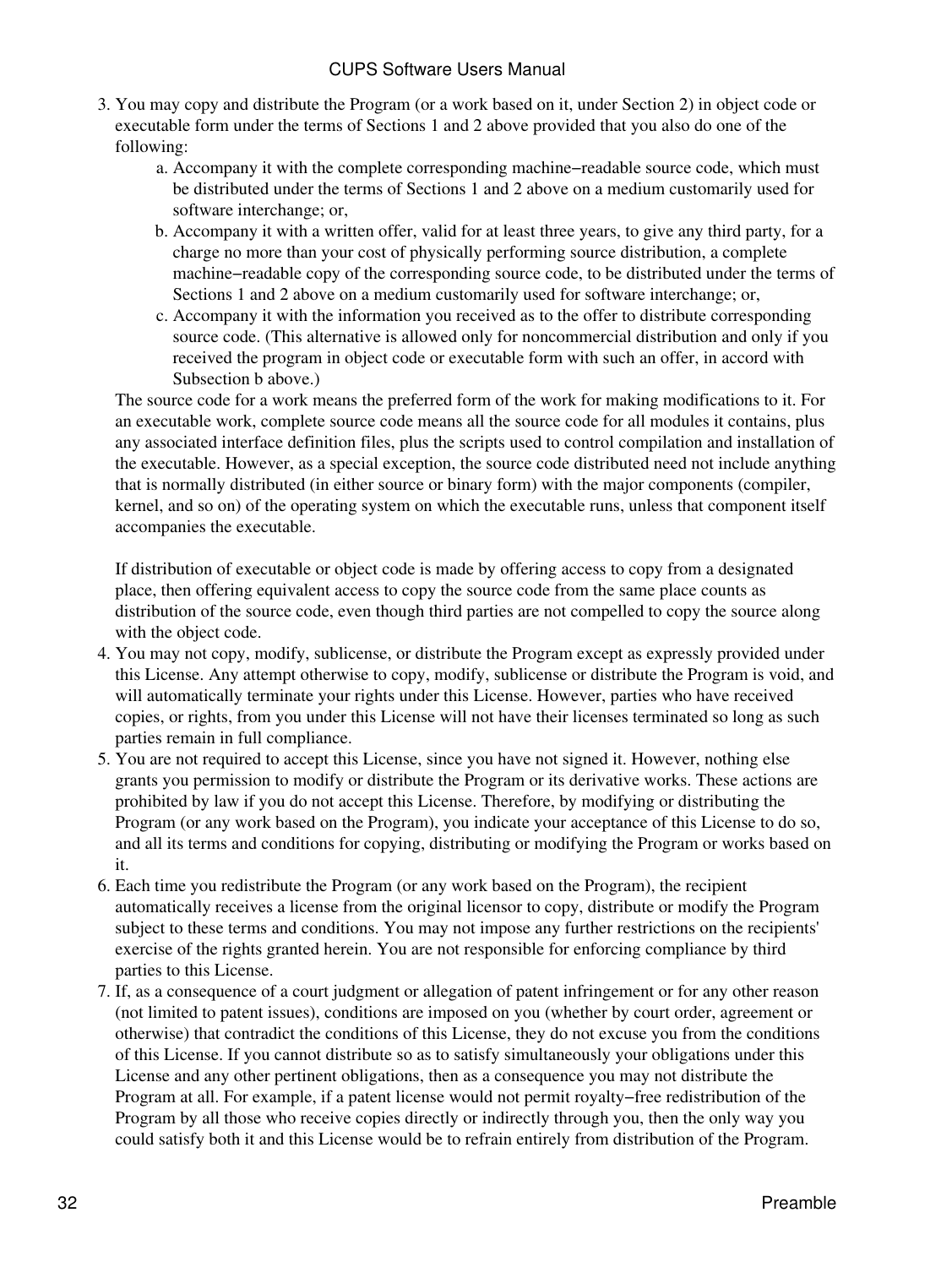3. You may copy and distribute the Program (or a work based on it, under Section 2) in object code or executable form under the terms of Sections 1 and 2 above provided that you also do one of the following:
   a. Accompany it with the complete corresponding machine−readable source code, which must be distributed under the terms of Sections 1 and 2 above on a medium customarily used for software interchange; or,
   b. Accompany it with a written offer, valid for at least three years, to give any third party, for a charge no more than your cost of physically performing source distribution, a complete machine−readable copy of the corresponding source code, to be distributed under the terms of Sections 1 and 2 above on a medium customarily used for software interchange; or,
   c. Accompany it with the information you received as to the offer to distribute corresponding source code. (This alternative is allowed only for noncommercial distribution and only if you received the program in object code or executable form with such an offer, in accord with Subsection b above.)

   The source code for a work means the preferred form of the work for making modifications to it. For an executable work, complete source code means all the source code for all modules it contains, plus any associated interface definition files, plus the scripts used to control compilation and installation of the executable. However, as a special exception, the source code distributed need not include anything that is normally distributed (in either source or binary form) with the major components (compiler, kernel, and so on) of the operating system on which the executable runs, unless that component itself accompanies the executable.

   If distribution of executable or object code is made by offering access to copy from a designated place, then offering equivalent access to copy the source code from the same place counts as distribution of the source code, even though third parties are not compelled to copy the source along with the object code.
4. You may not copy, modify, sublicense, or distribute the Program except as expressly provided under this License. Any attempt otherwise to copy, modify, sublicense or distribute the Program is void, and will automatically terminate your rights under this License. However, parties who have received copies, or rights, from you under this License will not have their licenses terminated so long as such parties remain in full compliance.
5. You are not required to accept this License, since you have not signed it. However, nothing else grants you permission to modify or distribute the Program or its derivative works. These actions are prohibited by law if you do not accept this License. Therefore, by modifying or distributing the Program (or any work based on the Program), you indicate your acceptance of this License to do so, and all its terms and conditions for copying, distributing or modifying the Program or works based on it.
6. Each time you redistribute the Program (or any work based on the Program), the recipient automatically receives a license from the original licensor to copy, distribute or modify the Program subject to these terms and conditions. You may not impose any further restrictions on the recipients' exercise of the rights granted herein. You are not responsible for enforcing compliance by third parties to this License.
7. If, as a consequence of a court judgment or allegation of patent infringement or for any other reason (not limited to patent issues), conditions are imposed on you (whether by court order, agreement or otherwise) that contradict the conditions of this License, they do not excuse you from the conditions of this License. If you cannot distribute so as to satisfy simultaneously your obligations under this License and any other pertinent obligations, then as a consequence you may not distribute the Program at all. For example, if a patent license would not permit royalty−free redistribution of the Program by all those who receive copies directly or indirectly through you, then the only way you could satisfy both it and this License would be to refrain entirely from distribution of the Program.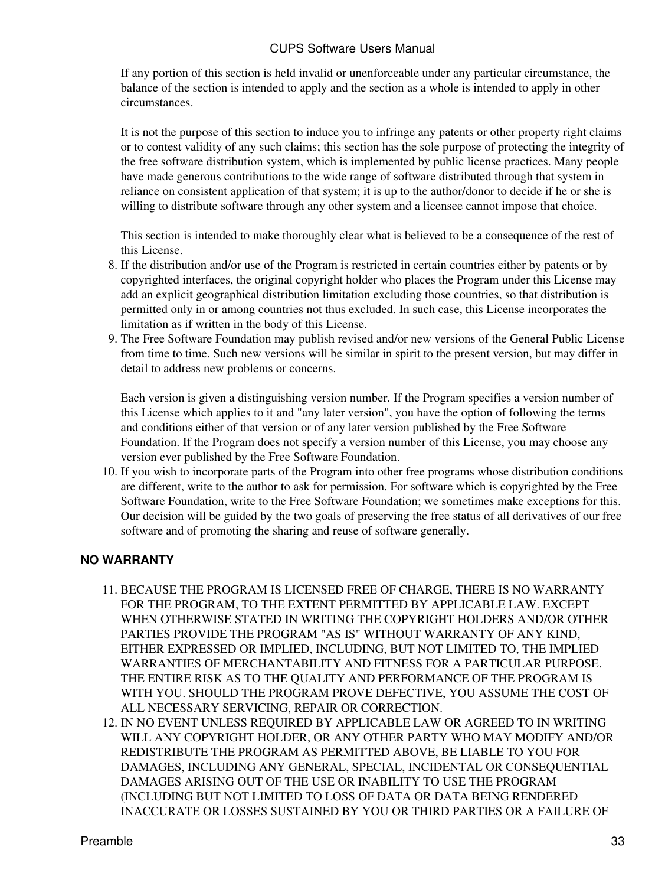If any portion of this section is held invalid or unenforceable under any particular circumstance, the balance of the section is intended to apply and the section as a whole is intended to apply in other circumstances.

It is not the purpose of this section to induce you to infringe any patents or other property right claims or to contest validity of any such claims; this section has the sole purpose of protecting the integrity of the free software distribution system, which is implemented by public license practices. Many people have made generous contributions to the wide range of software distributed through that system in reliance on consistent application of that system; it is up to the author/donor to decide if he or she is willing to distribute software through any other system and a licensee cannot impose that choice.

This section is intended to make thoroughly clear what is believed to be a consequence of the rest of this License.

8. If the distribution and/or use of the Program is restricted in certain countries either by patents or by copyrighted interfaces, the original copyright holder who places the Program under this License may add an explicit geographical distribution limitation excluding those countries, so that distribution is permitted only in or among countries not thus excluded. In such case, this License incorporates the limitation as if written in the body of this License.
9. The Free Software Foundation may publish revised and/or new versions of the General Public License from time to time. Such new versions will be similar in spirit to the present version, but may differ in detail to address new problems or concerns.

   Each version is given a distinguishing version number. If the Program specifies a version number of this License which applies to it and "any later version", you have the option of following the terms and conditions either of that version or of any later version published by the Free Software Foundation. If the Program does not specify a version number of this License, you may choose any version ever published by the Free Software Foundation.
10. If you wish to incorporate parts of the Program into other free programs whose distribution conditions are different, write to the author to ask for permission. For software which is copyrighted by the Free Software Foundation, write to the Free Software Foundation; we sometimes make exceptions for this. Our decision will be guided by the two goals of preserving the free status of all derivatives of our free software and of promoting the sharing and reuse of software generally.

### NO WARRANTY

11. BECAUSE THE PROGRAM IS LICENSED FREE OF CHARGE, THERE IS NO WARRANTY FOR THE PROGRAM, TO THE EXTENT PERMITTED BY APPLICABLE LAW. EXCEPT WHEN OTHERWISE STATED IN WRITING THE COPYRIGHT HOLDERS AND/OR OTHER PARTIES PROVIDE THE PROGRAM "AS IS" WITHOUT WARRANTY OF ANY KIND, EITHER EXPRESSED OR IMPLIED, INCLUDING, BUT NOT LIMITED TO, THE IMPLIED WARRANTIES OF MERCHANTABILITY AND FITNESS FOR A PARTICULAR PURPOSE. THE ENTIRE RISK AS TO THE QUALITY AND PERFORMANCE OF THE PROGRAM IS WITH YOU. SHOULD THE PROGRAM PROVE DEFECTIVE, YOU ASSUME THE COST OF ALL NECESSARY SERVICING, REPAIR OR CORRECTION.
12. IN NO EVENT UNLESS REQUIRED BY APPLICABLE LAW OR AGREED TO IN WRITING WILL ANY COPYRIGHT HOLDER, OR ANY OTHER PARTY WHO MAY MODIFY AND/OR REDISTRIBUTE THE PROGRAM AS PERMITTED ABOVE, BE LIABLE TO YOU FOR DAMAGES, INCLUDING ANY GENERAL, SPECIAL, INCIDENTAL OR CONSEQUENTIAL DAMAGES ARISING OUT OF THE USE OR INABILITY TO USE THE PROGRAM (INCLUDING BUT NOT LIMITED TO LOSS OF DATA OR DATA BEING RENDERED INACCURATE OR LOSSES SUSTAINED BY YOU OR THIRD PARTIES OR A FAILURE OF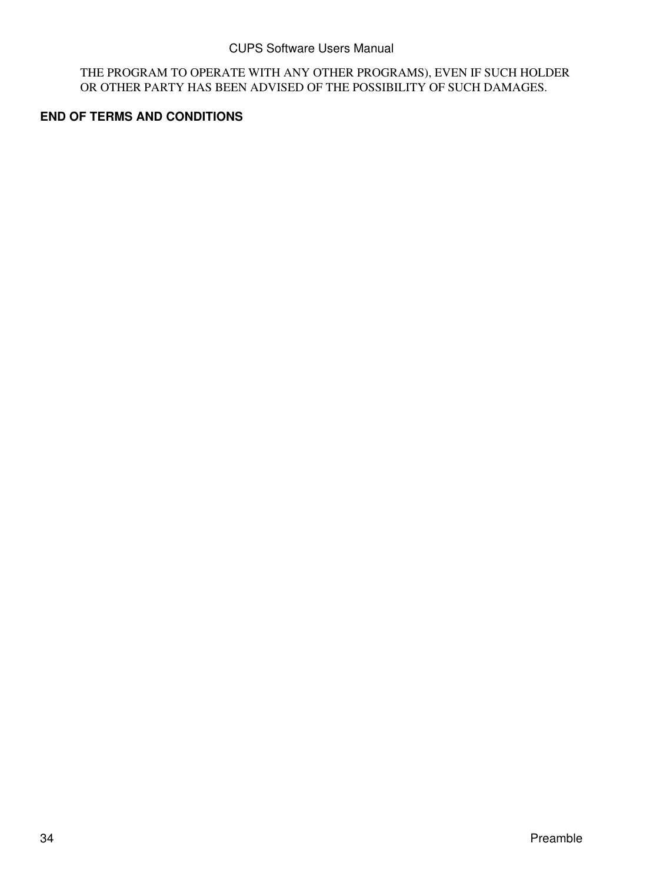THE PROGRAM TO OPERATE WITH ANY OTHER PROGRAMS), EVEN IF SUCH HOLDER OR OTHER PARTY HAS BEEN ADVISED OF THE POSSIBILITY OF SUCH DAMAGES.

**END OF TERMS AND CONDITIONS**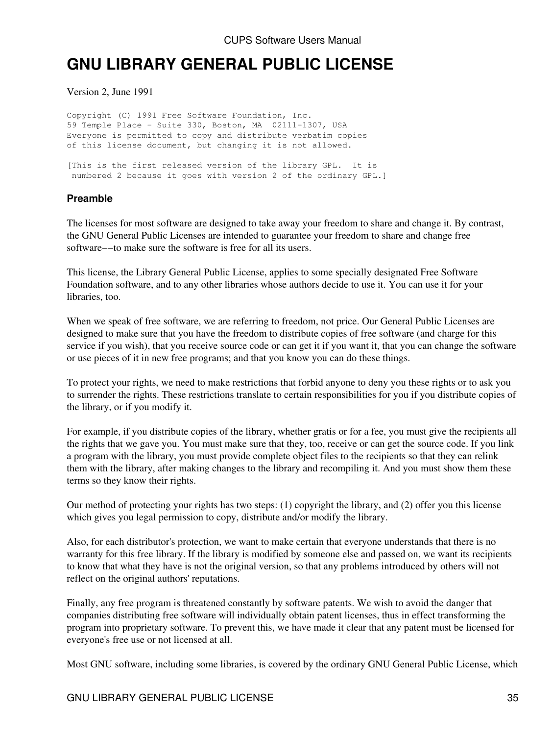# GNU LIBRARY GENERAL PUBLIC LICENSE

Version 2, June 1991

```
Copyright (C) 1991 Free Software Foundation, Inc.
59 Temple Place - Suite 330, Boston, MA  02111-1307, USA
Everyone is permitted to copy and distribute verbatim copies
of this license document, but changing it is not allowed.

[This is the first released version of the library GPL.  It is
 numbered 2 because it goes with version 2 of the ordinary GPL.]
```

### Preamble

The licenses for most software are designed to take away your freedom to share and change it. By contrast, the GNU General Public Licenses are intended to guarantee your freedom to share and change free software−−to make sure the software is free for all its users.

This license, the Library General Public License, applies to some specially designated Free Software Foundation software, and to any other libraries whose authors decide to use it. You can use it for your libraries, too.

When we speak of free software, we are referring to freedom, not price. Our General Public Licenses are designed to make sure that you have the freedom to distribute copies of free software (and charge for this service if you wish), that you receive source code or can get it if you want it, that you can change the software or use pieces of it in new free programs; and that you know you can do these things.

To protect your rights, we need to make restrictions that forbid anyone to deny you these rights or to ask you to surrender the rights. These restrictions translate to certain responsibilities for you if you distribute copies of the library, or if you modify it.

For example, if you distribute copies of the library, whether gratis or for a fee, you must give the recipients all the rights that we gave you. You must make sure that they, too, receive or can get the source code. If you link a program with the library, you must provide complete object files to the recipients so that they can relink them with the library, after making changes to the library and recompiling it. And you must show them these terms so they know their rights.

Our method of protecting your rights has two steps: (1) copyright the library, and (2) offer you this license which gives you legal permission to copy, distribute and/or modify the library.

Also, for each distributor's protection, we want to make certain that everyone understands that there is no warranty for this free library. If the library is modified by someone else and passed on, we want its recipients to know that what they have is not the original version, so that any problems introduced by others will not reflect on the original authors' reputations.

Finally, any free program is threatened constantly by software patents. We wish to avoid the danger that companies distributing free software will individually obtain patent licenses, thus in effect transforming the program into proprietary software. To prevent this, we have made it clear that any patent must be licensed for everyone's free use or not licensed at all.

Most GNU software, including some libraries, is covered by the ordinary GNU General Public License, which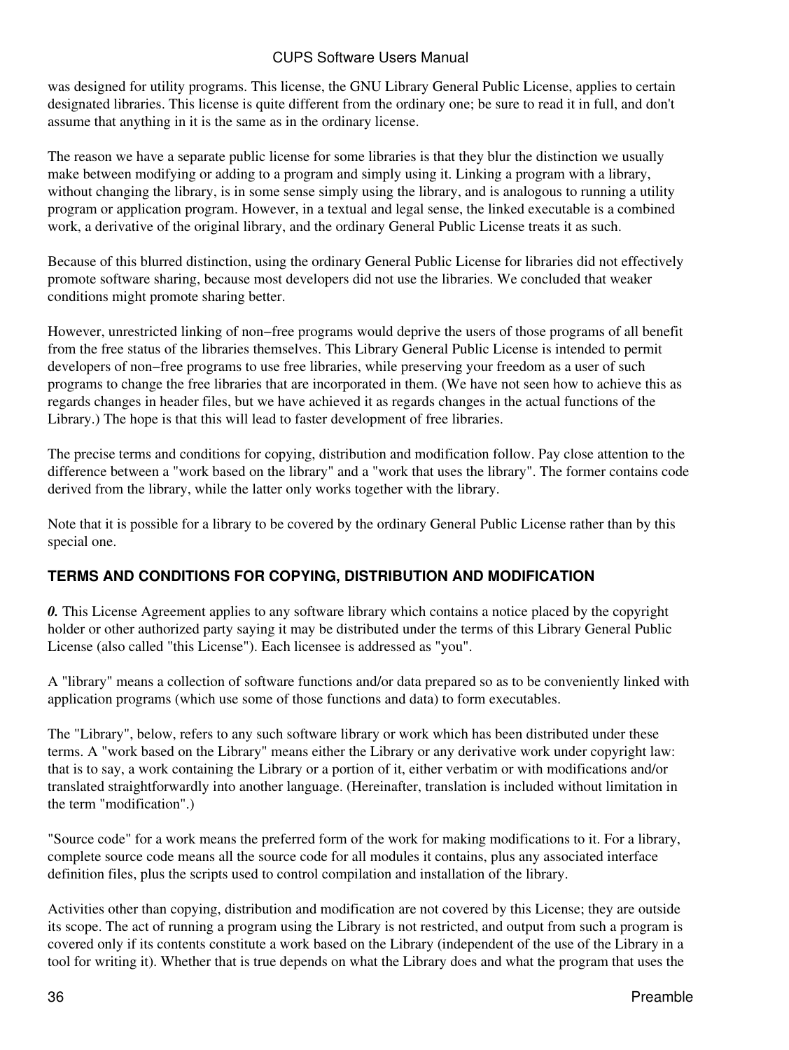was designed for utility programs. This license, the GNU Library General Public License, applies to certain designated libraries. This license is quite different from the ordinary one; be sure to read it in full, and don't assume that anything in it is the same as in the ordinary license.

The reason we have a separate public license for some libraries is that they blur the distinction we usually make between modifying or adding to a program and simply using it. Linking a program with a library, without changing the library, is in some sense simply using the library, and is analogous to running a utility program or application program. However, in a textual and legal sense, the linked executable is a combined work, a derivative of the original library, and the ordinary General Public License treats it as such.

Because of this blurred distinction, using the ordinary General Public License for libraries did not effectively promote software sharing, because most developers did not use the libraries. We concluded that weaker conditions might promote sharing better.

However, unrestricted linking of non−free programs would deprive the users of those programs of all benefit from the free status of the libraries themselves. This Library General Public License is intended to permit developers of non−free programs to use free libraries, while preserving your freedom as a user of such programs to change the free libraries that are incorporated in them. (We have not seen how to achieve this as regards changes in header files, but we have achieved it as regards changes in the actual functions of the Library.) The hope is that this will lead to faster development of free libraries.

The precise terms and conditions for copying, distribution and modification follow. Pay close attention to the difference between a "work based on the library" and a "work that uses the library". The former contains code derived from the library, while the latter only works together with the library.

Note that it is possible for a library to be covered by the ordinary General Public License rather than by this special one.

### TERMS AND CONDITIONS FOR COPYING, DISTRIBUTION AND MODIFICATION

***0.*** This License Agreement applies to any software library which contains a notice placed by the copyright holder or other authorized party saying it may be distributed under the terms of this Library General Public License (also called "this License"). Each licensee is addressed as "you".

A "library" means a collection of software functions and/or data prepared so as to be conveniently linked with application programs (which use some of those functions and data) to form executables.

The "Library", below, refers to any such software library or work which has been distributed under these terms. A "work based on the Library" means either the Library or any derivative work under copyright law: that is to say, a work containing the Library or a portion of it, either verbatim or with modifications and/or translated straightforwardly into another language. (Hereinafter, translation is included without limitation in the term "modification".)

"Source code" for a work means the preferred form of the work for making modifications to it. For a library, complete source code means all the source code for all modules it contains, plus any associated interface definition files, plus the scripts used to control compilation and installation of the library.

Activities other than copying, distribution and modification are not covered by this License; they are outside its scope. The act of running a program using the Library is not restricted, and output from such a program is covered only if its contents constitute a work based on the Library (independent of the use of the Library in a tool for writing it). Whether that is true depends on what the Library does and what the program that uses the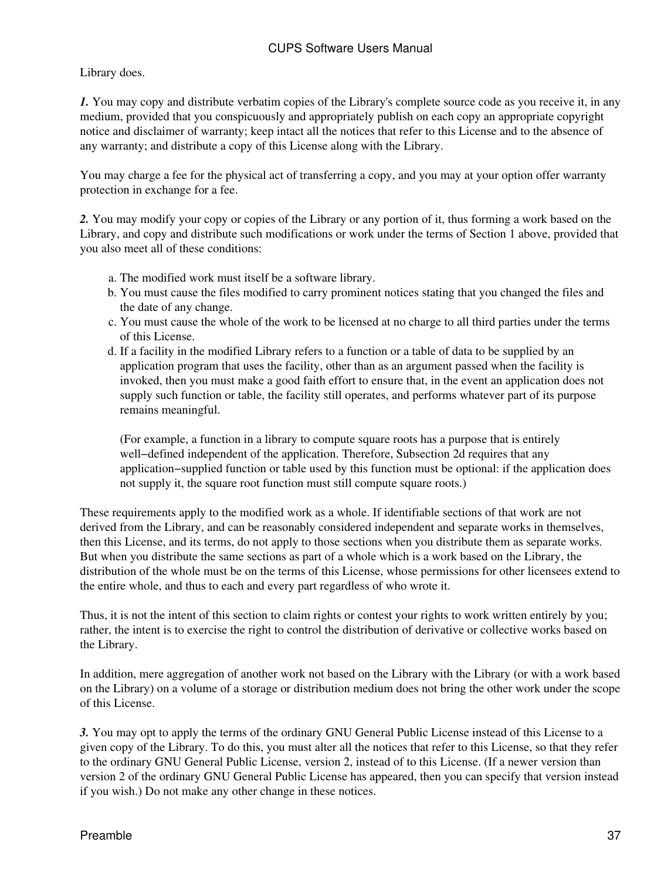Library does.

***1.*** You may copy and distribute verbatim copies of the Library's complete source code as you receive it, in any medium, provided that you conspicuously and appropriately publish on each copy an appropriate copyright notice and disclaimer of warranty; keep intact all the notices that refer to this License and to the absence of any warranty; and distribute a copy of this License along with the Library.

You may charge a fee for the physical act of transferring a copy, and you may at your option offer warranty protection in exchange for a fee.

***2.*** You may modify your copy or copies of the Library or any portion of it, thus forming a work based on the Library, and copy and distribute such modifications or work under the terms of Section 1 above, provided that you also meet all of these conditions:

a. The modified work must itself be a software library.
b. You must cause the files modified to carry prominent notices stating that you changed the files and the date of any change.
c. You must cause the whole of the work to be licensed at no charge to all third parties under the terms of this License.
d. If a facility in the modified Library refers to a function or a table of data to be supplied by an application program that uses the facility, other than as an argument passed when the facility is invoked, then you must make a good faith effort to ensure that, in the event an application does not supply such function or table, the facility still operates, and performs whatever part of its purpose remains meaningful.

   (For example, a function in a library to compute square roots has a purpose that is entirely well-defined independent of the application. Therefore, Subsection 2d requires that any application-supplied function or table used by this function must be optional: if the application does not supply it, the square root function must still compute square roots.)

These requirements apply to the modified work as a whole. If identifiable sections of that work are not derived from the Library, and can be reasonably considered independent and separate works in themselves, then this License, and its terms, do not apply to those sections when you distribute them as separate works. But when you distribute the same sections as part of a whole which is a work based on the Library, the distribution of the whole must be on the terms of this License, whose permissions for other licensees extend to the entire whole, and thus to each and every part regardless of who wrote it.

Thus, it is not the intent of this section to claim rights or contest your rights to work written entirely by you; rather, the intent is to exercise the right to control the distribution of derivative or collective works based on the Library.

In addition, mere aggregation of another work not based on the Library with the Library (or with a work based on the Library) on a volume of a storage or distribution medium does not bring the other work under the scope of this License.

***3.*** You may opt to apply the terms of the ordinary GNU General Public License instead of this License to a given copy of the Library. To do this, you must alter all the notices that refer to this License, so that they refer to the ordinary GNU General Public License, version 2, instead of to this License. (If a newer version than version 2 of the ordinary GNU General Public License has appeared, then you can specify that version instead if you wish.) Do not make any other change in these notices.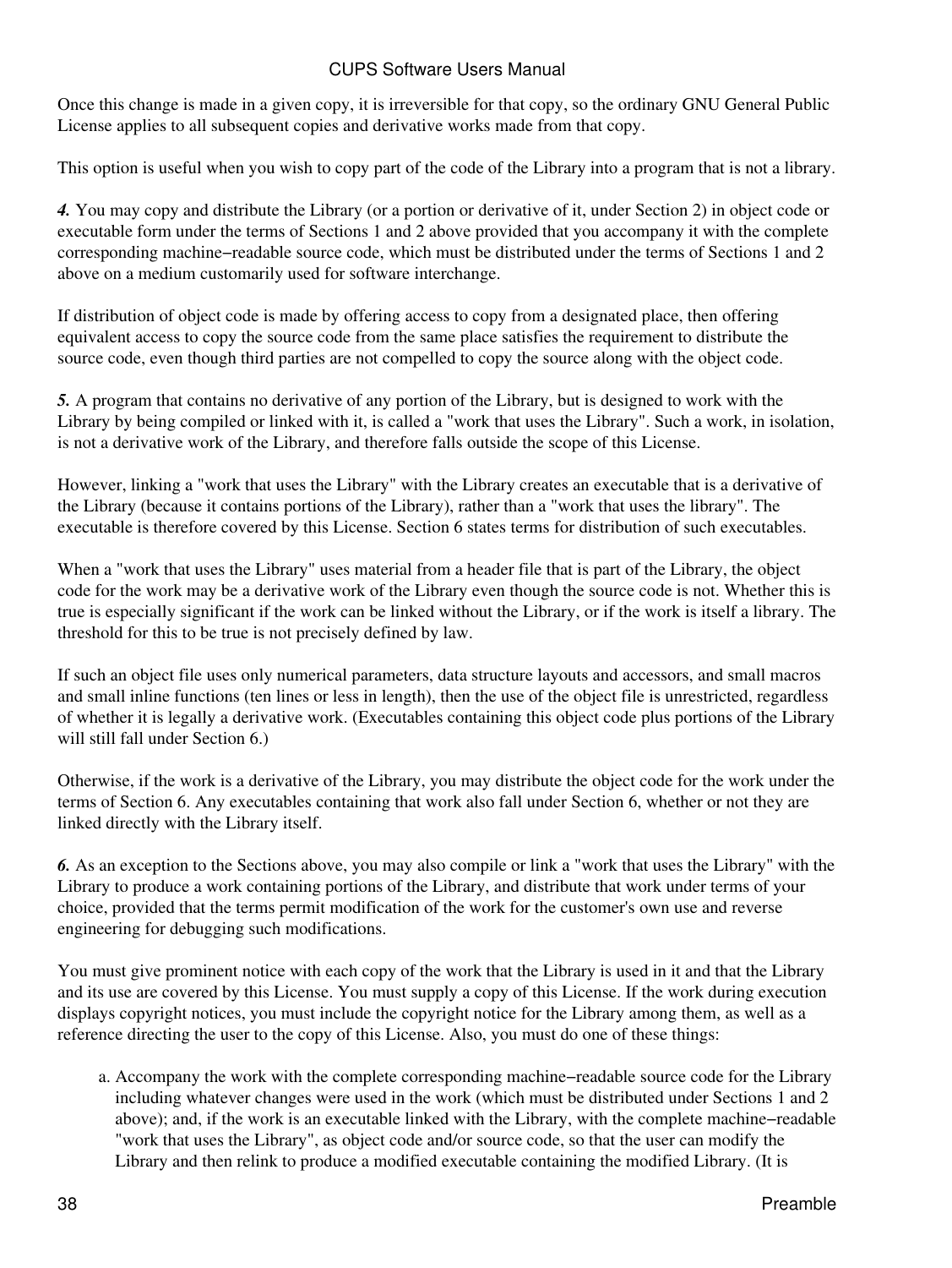Once this change is made in a given copy, it is irreversible for that copy, so the ordinary GNU General Public License applies to all subsequent copies and derivative works made from that copy.

This option is useful when you wish to copy part of the code of the Library into a program that is not a library.

***4.*** You may copy and distribute the Library (or a portion or derivative of it, under Section 2) in object code or executable form under the terms of Sections 1 and 2 above provided that you accompany it with the complete corresponding machine−readable source code, which must be distributed under the terms of Sections 1 and 2 above on a medium customarily used for software interchange.

If distribution of object code is made by offering access to copy from a designated place, then offering equivalent access to copy the source code from the same place satisfies the requirement to distribute the source code, even though third parties are not compelled to copy the source along with the object code.

***5.*** A program that contains no derivative of any portion of the Library, but is designed to work with the Library by being compiled or linked with it, is called a "work that uses the Library". Such a work, in isolation, is not a derivative work of the Library, and therefore falls outside the scope of this License.

However, linking a "work that uses the Library" with the Library creates an executable that is a derivative of the Library (because it contains portions of the Library), rather than a "work that uses the library". The executable is therefore covered by this License. Section 6 states terms for distribution of such executables.

When a "work that uses the Library" uses material from a header file that is part of the Library, the object code for the work may be a derivative work of the Library even though the source code is not. Whether this is true is especially significant if the work can be linked without the Library, or if the work is itself a library. The threshold for this to be true is not precisely defined by law.

If such an object file uses only numerical parameters, data structure layouts and accessors, and small macros and small inline functions (ten lines or less in length), then the use of the object file is unrestricted, regardless of whether it is legally a derivative work. (Executables containing this object code plus portions of the Library will still fall under Section 6.)

Otherwise, if the work is a derivative of the Library, you may distribute the object code for the work under the terms of Section 6. Any executables containing that work also fall under Section 6, whether or not they are linked directly with the Library itself.

***6.*** As an exception to the Sections above, you may also compile or link a "work that uses the Library" with the Library to produce a work containing portions of the Library, and distribute that work under terms of your choice, provided that the terms permit modification of the work for the customer's own use and reverse engineering for debugging such modifications.

You must give prominent notice with each copy of the work that the Library is used in it and that the Library and its use are covered by this License. You must supply a copy of this License. If the work during execution displays copyright notices, you must include the copyright notice for the Library among them, as well as a reference directing the user to the copy of this License. Also, you must do one of these things:

a. Accompany the work with the complete corresponding machine−readable source code for the Library including whatever changes were used in the work (which must be distributed under Sections 1 and 2 above); and, if the work is an executable linked with the Library, with the complete machine−readable "work that uses the Library", as object code and/or source code, so that the user can modify the Library and then relink to produce a modified executable containing the modified Library. (It is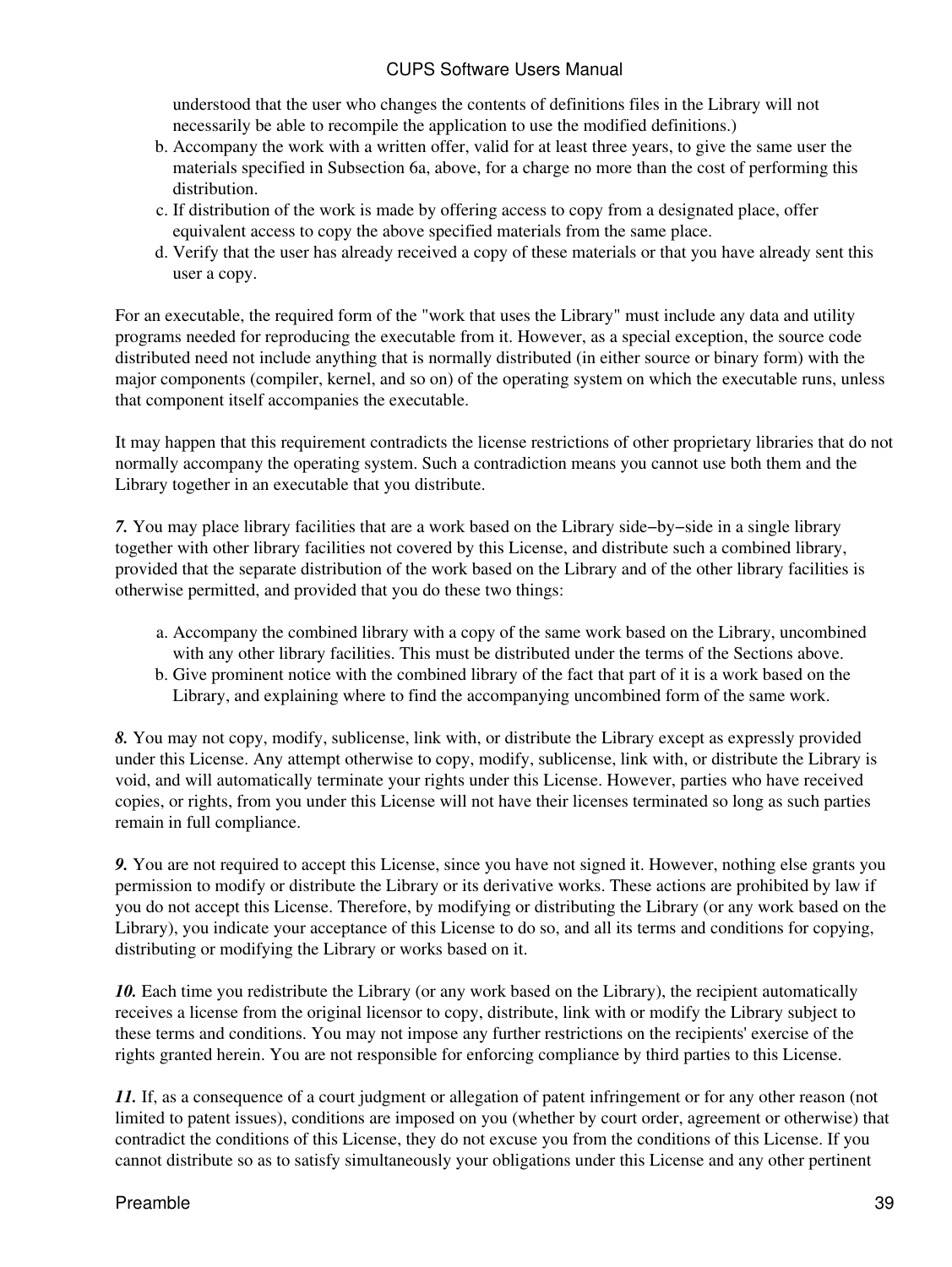understood that the user who changes the contents of definitions files in the Library will not necessarily be able to recompile the application to use the modified definitions.)

b. Accompany the work with a written offer, valid for at least three years, to give the same user the materials specified in Subsection 6a, above, for a charge no more than the cost of performing this distribution.
c. If distribution of the work is made by offering access to copy from a designated place, offer equivalent access to copy the above specified materials from the same place.
d. Verify that the user has already received a copy of these materials or that you have already sent this user a copy.

For an executable, the required form of the "work that uses the Library" must include any data and utility programs needed for reproducing the executable from it. However, as a special exception, the source code distributed need not include anything that is normally distributed (in either source or binary form) with the major components (compiler, kernel, and so on) of the operating system on which the executable runs, unless that component itself accompanies the executable.

It may happen that this requirement contradicts the license restrictions of other proprietary libraries that do not normally accompany the operating system. Such a contradiction means you cannot use both them and the Library together in an executable that you distribute.

***7.*** You may place library facilities that are a work based on the Library side−by−side in a single library together with other library facilities not covered by this License, and distribute such a combined library, provided that the separate distribution of the work based on the Library and of the other library facilities is otherwise permitted, and provided that you do these two things:

a. Accompany the combined library with a copy of the same work based on the Library, uncombined with any other library facilities. This must be distributed under the terms of the Sections above.
b. Give prominent notice with the combined library of the fact that part of it is a work based on the Library, and explaining where to find the accompanying uncombined form of the same work.

***8.*** You may not copy, modify, sublicense, link with, or distribute the Library except as expressly provided under this License. Any attempt otherwise to copy, modify, sublicense, link with, or distribute the Library is void, and will automatically terminate your rights under this License. However, parties who have received copies, or rights, from you under this License will not have their licenses terminated so long as such parties remain in full compliance.

***9.*** You are not required to accept this License, since you have not signed it. However, nothing else grants you permission to modify or distribute the Library or its derivative works. These actions are prohibited by law if you do not accept this License. Therefore, by modifying or distributing the Library (or any work based on the Library), you indicate your acceptance of this License to do so, and all its terms and conditions for copying, distributing or modifying the Library or works based on it.

***10.*** Each time you redistribute the Library (or any work based on the Library), the recipient automatically receives a license from the original licensor to copy, distribute, link with or modify the Library subject to these terms and conditions. You may not impose any further restrictions on the recipients' exercise of the rights granted herein. You are not responsible for enforcing compliance by third parties to this License.

***11.*** If, as a consequence of a court judgment or allegation of patent infringement or for any other reason (not limited to patent issues), conditions are imposed on you (whether by court order, agreement or otherwise) that contradict the conditions of this License, they do not excuse you from the conditions of this License. If you cannot distribute so as to satisfy simultaneously your obligations under this License and any other pertinent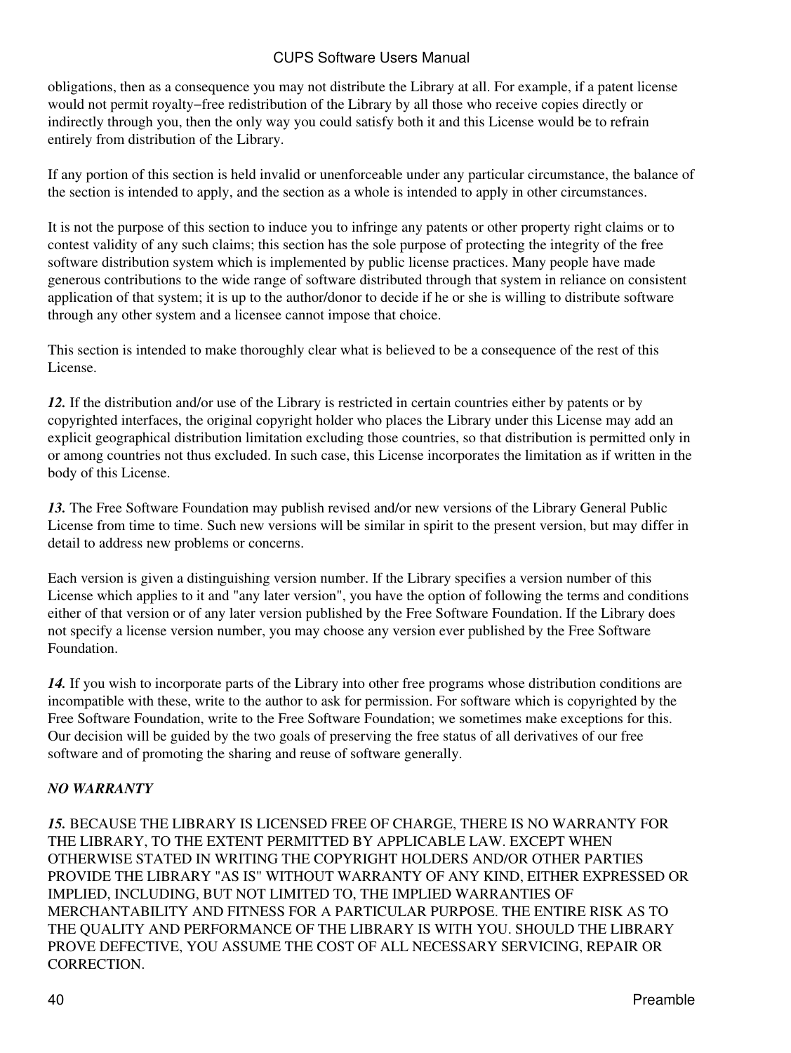obligations, then as a consequence you may not distribute the Library at all. For example, if a patent license would not permit royalty−free redistribution of the Library by all those who receive copies directly or indirectly through you, then the only way you could satisfy both it and this License would be to refrain entirely from distribution of the Library.

If any portion of this section is held invalid or unenforceable under any particular circumstance, the balance of the section is intended to apply, and the section as a whole is intended to apply in other circumstances.

It is not the purpose of this section to induce you to infringe any patents or other property right claims or to contest validity of any such claims; this section has the sole purpose of protecting the integrity of the free software distribution system which is implemented by public license practices. Many people have made generous contributions to the wide range of software distributed through that system in reliance on consistent application of that system; it is up to the author/donor to decide if he or she is willing to distribute software through any other system and a licensee cannot impose that choice.

This section is intended to make thoroughly clear what is believed to be a consequence of the rest of this License.

***12.*** If the distribution and/or use of the Library is restricted in certain countries either by patents or by copyrighted interfaces, the original copyright holder who places the Library under this License may add an explicit geographical distribution limitation excluding those countries, so that distribution is permitted only in or among countries not thus excluded. In such case, this License incorporates the limitation as if written in the body of this License.

***13.*** The Free Software Foundation may publish revised and/or new versions of the Library General Public License from time to time. Such new versions will be similar in spirit to the present version, but may differ in detail to address new problems or concerns.

Each version is given a distinguishing version number. If the Library specifies a version number of this License which applies to it and "any later version", you have the option of following the terms and conditions either of that version or of any later version published by the Free Software Foundation. If the Library does not specify a license version number, you may choose any version ever published by the Free Software Foundation.

***14.*** If you wish to incorporate parts of the Library into other free programs whose distribution conditions are incompatible with these, write to the author to ask for permission. For software which is copyrighted by the Free Software Foundation, write to the Free Software Foundation; we sometimes make exceptions for this. Our decision will be guided by the two goals of preserving the free status of all derivatives of our free software and of promoting the sharing and reuse of software generally.

***NO WARRANTY***

***15.*** BECAUSE THE LIBRARY IS LICENSED FREE OF CHARGE, THERE IS NO WARRANTY FOR THE LIBRARY, TO THE EXTENT PERMITTED BY APPLICABLE LAW. EXCEPT WHEN OTHERWISE STATED IN WRITING THE COPYRIGHT HOLDERS AND/OR OTHER PARTIES PROVIDE THE LIBRARY "AS IS" WITHOUT WARRANTY OF ANY KIND, EITHER EXPRESSED OR IMPLIED, INCLUDING, BUT NOT LIMITED TO, THE IMPLIED WARRANTIES OF MERCHANTABILITY AND FITNESS FOR A PARTICULAR PURPOSE. THE ENTIRE RISK AS TO THE QUALITY AND PERFORMANCE OF THE LIBRARY IS WITH YOU. SHOULD THE LIBRARY PROVE DEFECTIVE, YOU ASSUME THE COST OF ALL NECESSARY SERVICING, REPAIR OR CORRECTION.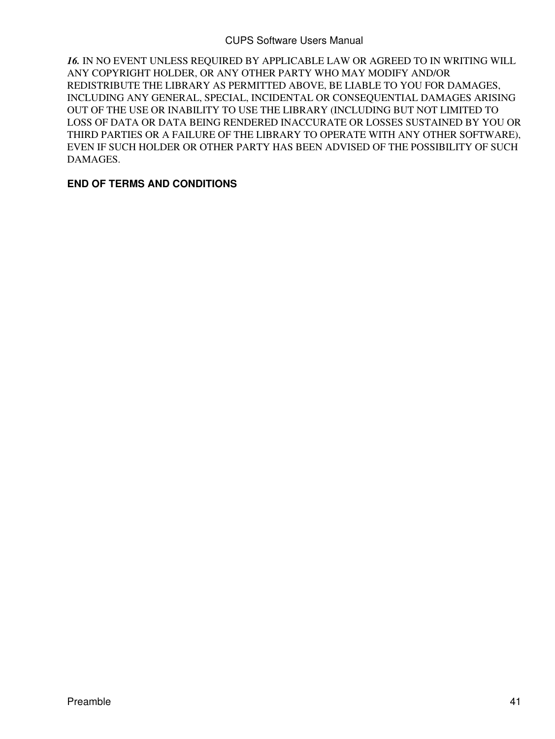***16.*** IN NO EVENT UNLESS REQUIRED BY APPLICABLE LAW OR AGREED TO IN WRITING WILL ANY COPYRIGHT HOLDER, OR ANY OTHER PARTY WHO MAY MODIFY AND/OR REDISTRIBUTE THE LIBRARY AS PERMITTED ABOVE, BE LIABLE TO YOU FOR DAMAGES, INCLUDING ANY GENERAL, SPECIAL, INCIDENTAL OR CONSEQUENTIAL DAMAGES ARISING OUT OF THE USE OR INABILITY TO USE THE LIBRARY (INCLUDING BUT NOT LIMITED TO LOSS OF DATA OR DATA BEING RENDERED INACCURATE OR LOSSES SUSTAINED BY YOU OR THIRD PARTIES OR A FAILURE OF THE LIBRARY TO OPERATE WITH ANY OTHER SOFTWARE), EVEN IF SUCH HOLDER OR OTHER PARTY HAS BEEN ADVISED OF THE POSSIBILITY OF SUCH DAMAGES.

**END OF TERMS AND CONDITIONS**